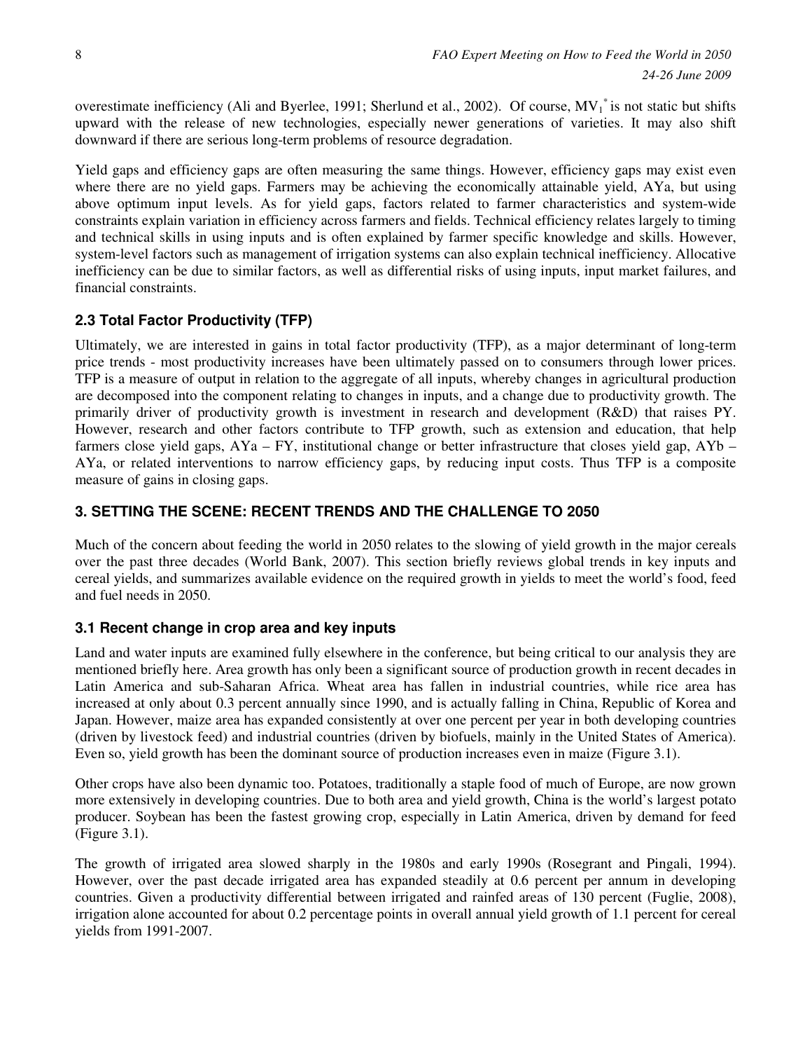overestimate inefficiency (Ali and Byerlee, 1991; Sherlund et al., 2002). Of course, $MV_1^*$ is not static but shifts upward with the release of new technologies, especially newer generations of varieties. It may also shift downward if there are serious long-term problems of resource degradation.

Yield gaps and efficiency gaps are often measuring the same things. However, efficiency gaps may exist even where there are no yield gaps. Farmers may be achieving the economically attainable yield, AYa, but using above optimum input levels. As for yield gaps, factors related to farmer characteristics and system-wide constraints explain variation in efficiency across farmers and fields. Technical efficiency relates largely to timing and technical skills in using inputs and is often explained by farmer specific knowledge and skills. However, system-level factors such as management of irrigation systems can also explain technical inefficiency. Allocative inefficiency can be due to similar factors, as well as differential risks of using inputs, input market failures, and financial constraints.

### 2.3 Total Factor Productivity (TFP)

Ultimately, we are interested in gains in total factor productivity (TFP), as a major determinant of long-term price trends - most productivity increases have been ultimately passed on to consumers through lower prices. TFP is a measure of output in relation to the aggregate of all inputs, whereby changes in agricultural production are decomposed into the component relating to changes in inputs, and a change due to productivity growth. The primarily driver of productivity growth is investment in research and development (R&D) that raises PY. However, research and other factors contribute to TFP growth, such as extension and education, that help farmers close yield gaps, AYa – FY, institutional change or better infrastructure that closes yield gap, AYb – AYa, or related interventions to narrow efficiency gaps, by reducing input costs. Thus TFP is a composite measure of gains in closing gaps.

## 3. SETTING THE SCENE: RECENT TRENDS AND THE CHALLENGE TO 2050

Much of the concern about feeding the world in 2050 relates to the slowing of yield growth in the major cereals over the past three decades (World Bank, 2007). This section briefly reviews global trends in key inputs and cereal yields, and summarizes available evidence on the required growth in yields to meet the world's food, feed and fuel needs in 2050.

### 3.1 Recent change in crop area and key inputs

Land and water inputs are examined fully elsewhere in the conference, but being critical to our analysis they are mentioned briefly here. Area growth has only been a significant source of production growth in recent decades in Latin America and sub-Saharan Africa. Wheat area has fallen in industrial countries, while rice area has increased at only about 0.3 percent annually since 1990, and is actually falling in China, Republic of Korea and Japan. However, maize area has expanded consistently at over one percent per year in both developing countries (driven by livestock feed) and industrial countries (driven by biofuels, mainly in the United States of America). Even so, yield growth has been the dominant source of production increases even in maize (Figure 3.1).

Other crops have also been dynamic too. Potatoes, traditionally a staple food of much of Europe, are now grown more extensively in developing countries. Due to both area and yield growth, China is the world's largest potato producer. Soybean has been the fastest growing crop, especially in Latin America, driven by demand for feed (Figure 3.1).

The growth of irrigated area slowed sharply in the 1980s and early 1990s (Rosegrant and Pingali, 1994). However, over the past decade irrigated area has expanded steadily at 0.6 percent per annum in developing countries. Given a productivity differential between irrigated and rainfed areas of 130 percent (Fuglie, 2008), irrigation alone accounted for about 0.2 percentage points in overall annual yield growth of 1.1 percent for cereal yields from 1991-2007.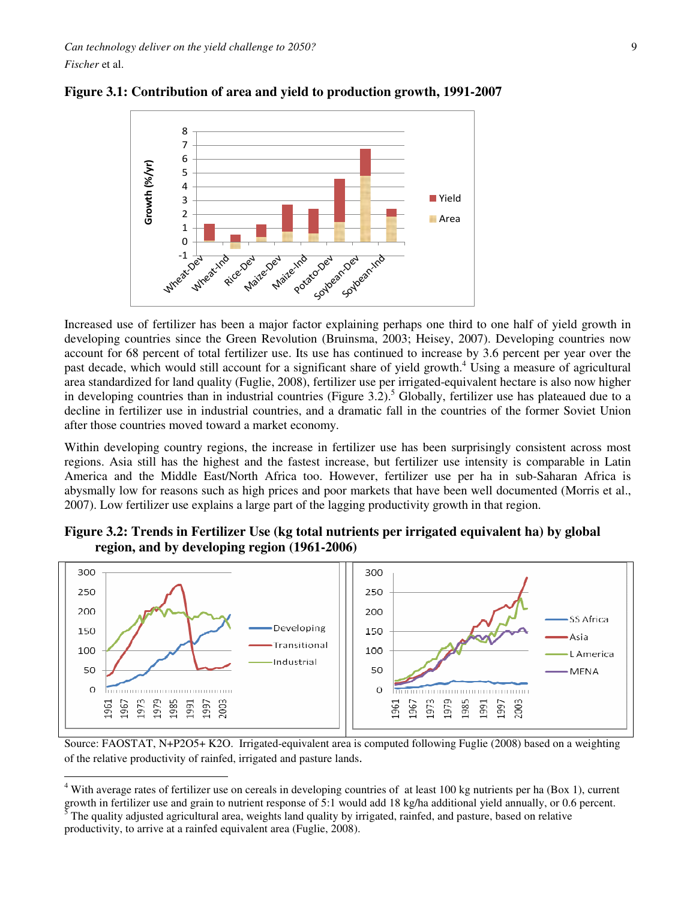**Figure 3.1: Contribution of area and yield to production growth, 1991-2007**

Increased use of fertilizer has been a major factor explaining perhaps one third to one half of yield growth in developing countries since the Green Revolution (Bruinsma, 2003; Heisey, 2007). Developing countries now account for 68 percent of total fertilizer use. Its use has continued to increase by 3.6 percent per year over the past decade, which would still account for a significant share of yield growth.[4] Using a measure of agricultural area standardized for land quality (Fuglie, 2008), fertilizer use per irrigated-equivalent hectare is also now higher in developing countries than in industrial countries (Figure 3.2).[5] Globally, fertilizer use has plateaued due to a decline in fertilizer use in industrial countries, and a dramatic fall in the countries of the former Soviet Union after those countries moved toward a market economy.

Within developing country regions, the increase in fertilizer use has been surprisingly consistent across most regions. Asia still has the highest and the fastest increase, but fertilizer use intensity is comparable in Latin America and the Middle East/North Africa too. However, fertilizer use per ha in sub-Saharan Africa is abysmally low for reasons such as high prices and poor markets that have been well documented (Morris et al., 2007). Low fertilizer use explains a large part of the lagging productivity growth in that region.

**Figure 3.2: Trends in Fertilizer Use (kg total nutrients per irrigated equivalent ha) by global region, and by developing region (1961-2006)**

Source: FAOSTAT, N+P2O5+ K2O. Irrigated-equivalent area is computed following Fuglie (2008) based on a weighting of the relative productivity of rainfed, irrigated and pasture lands.

---

[4] With average rates of fertilizer use on cereals in developing countries of at least 100 kg nutrients per ha (Box 1), current growth in fertilizer use and grain to nutrient response of 5:1 would add 18 kg/ha additional yield annually, or 0.6 percent.

[5] The quality adjusted agricultural area, weights land quality by irrigated, rainfed, and pasture, based on relative productivity, to arrive at a rainfed equivalent area (Fuglie, 2008).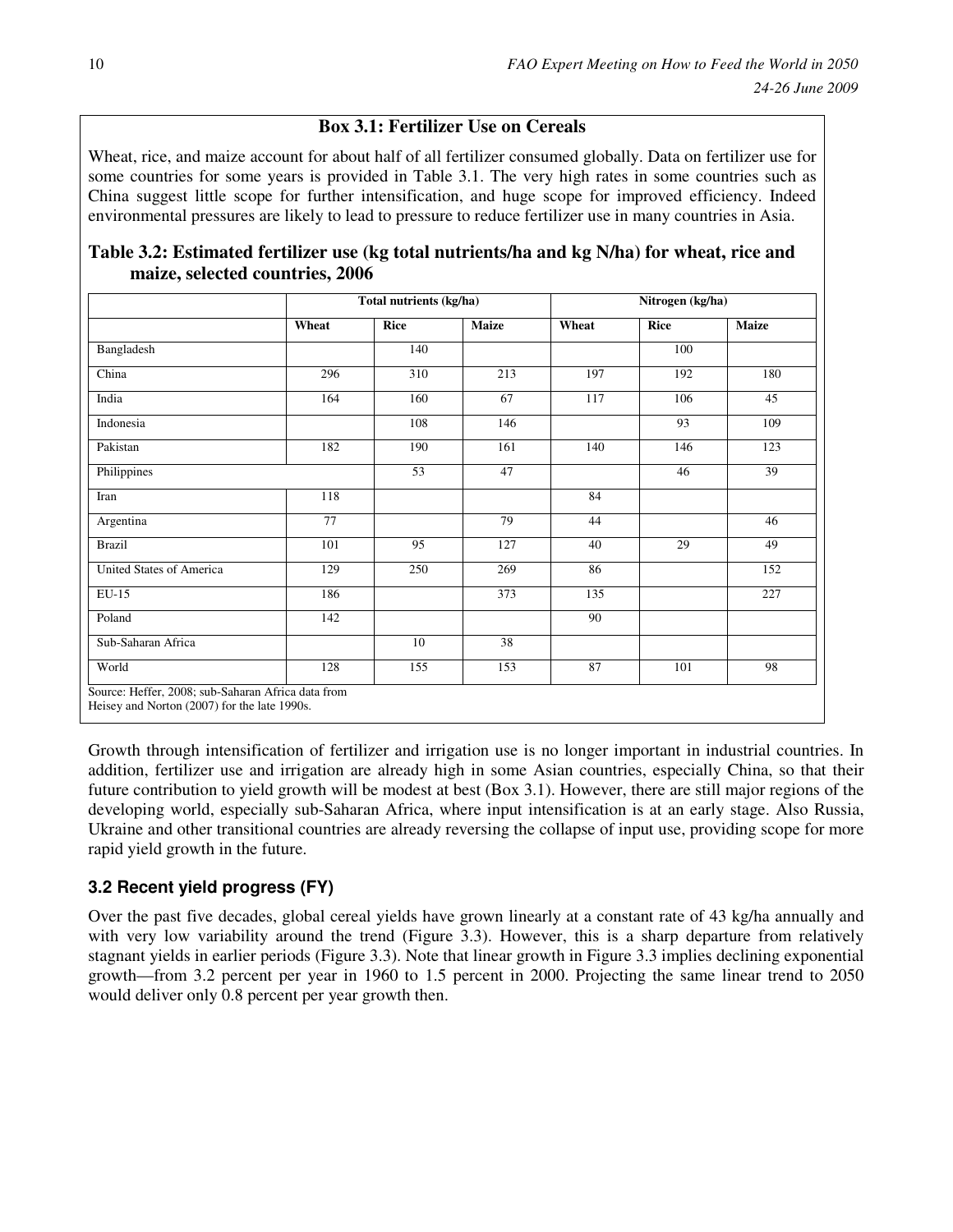## Box 3.1: Fertilizer Use on Cereals

Wheat, rice, and maize account for about half of all fertilizer consumed globally. Data on fertilizer use for some countries for some years is provided in Table 3.1. The very high rates in some countries such as China suggest little scope for further intensification, and huge scope for improved efficiency. Indeed environmental pressures are likely to lead to pressure to reduce fertilizer use in many countries in Asia.

**Table 3.2: Estimated fertilizer use (kg total nutrients/ha and kg N/ha) for wheat, rice and maize, selected countries, 2006**

| | Total nutrients (kg/ha) | | | Nitrogen (kg/ha) | | |
|---|---|---|---|---|---|---|
| | Wheat | Rice | Maize | Wheat | Rice | Maize |
| Bangladesh | | 140 | | | 100 | |
| China | 296 | 310 | 213 | 197 | 192 | 180 |
| India | 164 | 160 | 67 | 117 | 106 | 45 |
| Indonesia | | 108 | 146 | | 93 | 109 |
| Pakistan | 182 | 190 | 161 | 140 | 146 | 123 |
| Philippines | | 53 | 47 | | 46 | 39 |
| Iran | 118 | | | 84 | | |
| Argentina | 77 | | 79 | 44 | | 46 |
| Brazil | 101 | 95 | 127 | 40 | 29 | 49 |
| United States of America | 129 | 250 | 269 | 86 | | 152 |
| EU-15 | 186 | | 373 | 135 | | 227 |
| Poland | 142 | | | 90 | | |
| Sub-Saharan Africa | | 10 | 38 | | | |
| World | 128 | 155 | 153 | 87 | 101 | 98 |

Source: Heffer, 2008; sub-Saharan Africa data from Heisey and Norton (2007) for the late 1990s.

Growth through intensification of fertilizer and irrigation use is no longer important in industrial countries. In addition, fertilizer use and irrigation are already high in some Asian countries, especially China, so that their future contribution to yield growth will be modest at best (Box 3.1). However, there are still major regions of the developing world, especially sub-Saharan Africa, where input intensification is at an early stage. Also Russia, Ukraine and other transitional countries are already reversing the collapse of input use, providing scope for more rapid yield growth in the future.

### 3.2 Recent yield progress (FY)

Over the past five decades, global cereal yields have grown linearly at a constant rate of 43 kg/ha annually and with very low variability around the trend (Figure 3.3). However, this is a sharp departure from relatively stagnant yields in earlier periods (Figure 3.3). Note that linear growth in Figure 3.3 implies declining exponential growth—from 3.2 percent per year in 1960 to 1.5 percent in 2000. Projecting the same linear trend to 2050 would deliver only 0.8 percent per year growth then.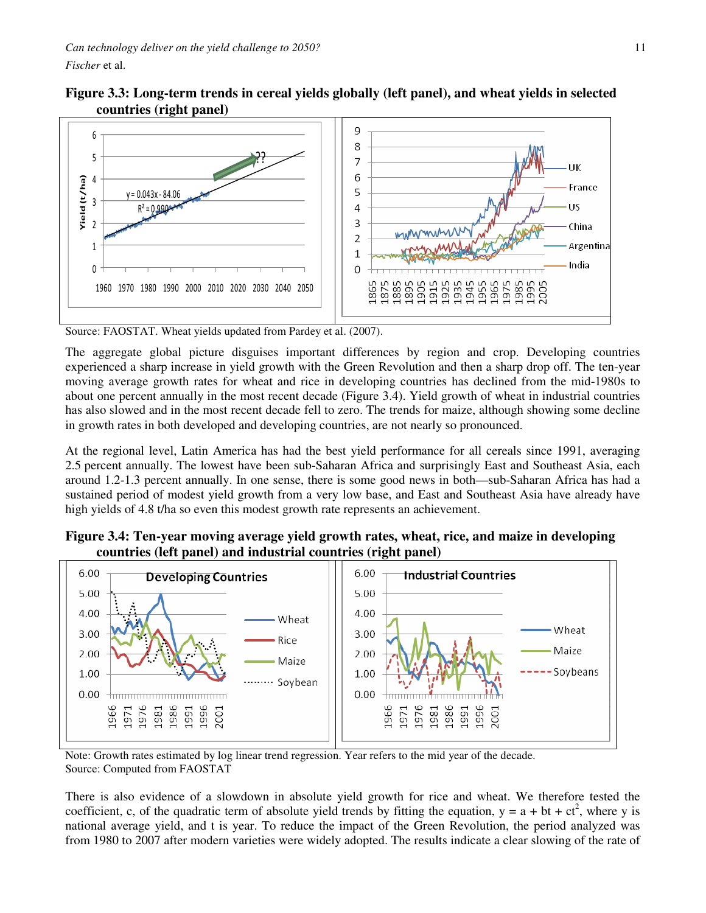**Figure 3.3: Long-term trends in cereal yields globally (left panel), and wheat yields in selected countries (right panel)**

Source: FAOSTAT. Wheat yields updated from Pardey et al. (2007).

The aggregate global picture disguises important differences by region and crop. Developing countries experienced a sharp increase in yield growth with the Green Revolution and then a sharp drop off. The ten-year moving average growth rates for wheat and rice in developing countries has declined from the mid-1980s to about one percent annually in the most recent decade (Figure 3.4). Yield growth of wheat in industrial countries has also slowed and in the most recent decade fell to zero. The trends for maize, although showing some decline in growth rates in both developed and developing countries, are not nearly so pronounced.

At the regional level, Latin America has had the best yield performance for all cereals since 1991, averaging 2.5 percent annually. The lowest have been sub-Saharan Africa and surprisingly East and Southeast Asia, each around 1.2-1.3 percent annually. In one sense, there is some good news in both—sub-Saharan Africa has had a sustained period of modest yield growth from a very low base, and East and Southeast Asia have already have high yields of 4.8 t/ha so even this modest growth rate represents an achievement.

**Figure 3.4: Ten-year moving average yield growth rates, wheat, rice, and maize in developing countries (left panel) and industrial countries (right panel)**

Note: Growth rates estimated by log linear trend regression. Year refers to the mid year of the decade.
Source: Computed from FAOSTAT

There is also evidence of a slowdown in absolute yield growth for rice and wheat. We therefore tested the coefficient, c, of the quadratic term of absolute yield trends by fitting the equation, $y = a + bt + ct^2$, where y is national average yield, and t is year. To reduce the impact of the Green Revolution, the period analyzed was from 1980 to 2007 after modern varieties were widely adopted. The results indicate a clear slowing of the rate of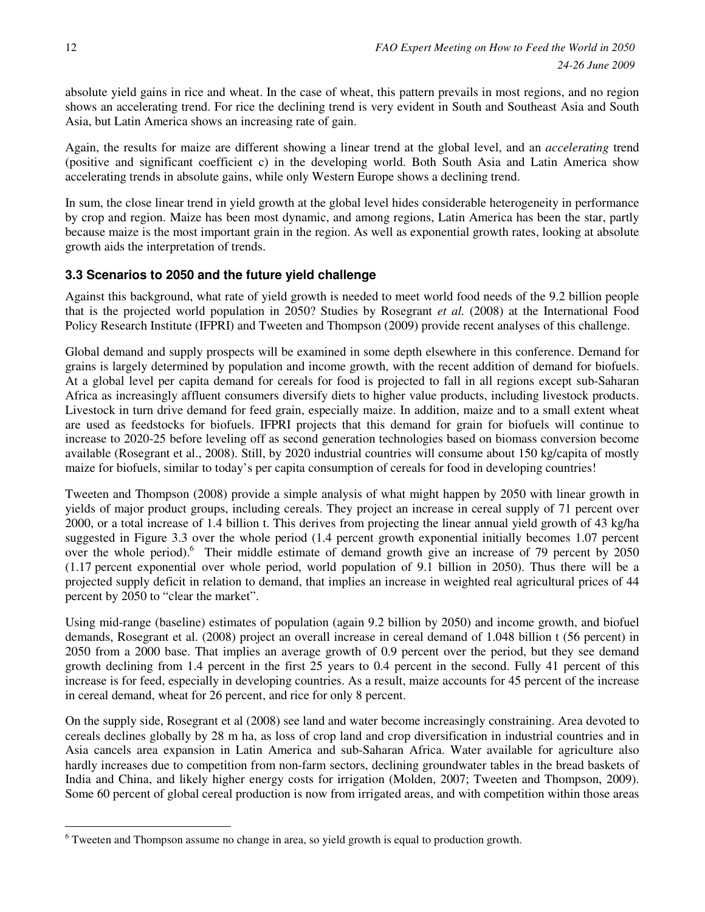absolute yield gains in rice and wheat. In the case of wheat, this pattern prevails in most regions, and no region shows an accelerating trend. For rice the declining trend is very evident in South and Southeast Asia and South Asia, but Latin America shows an increasing rate of gain.

Again, the results for maize are different showing a linear trend at the global level, and an *accelerating* trend (positive and significant coefficient c) in the developing world. Both South Asia and Latin America show accelerating trends in absolute gains, while only Western Europe shows a declining trend.

In sum, the close linear trend in yield growth at the global level hides considerable heterogeneity in performance by crop and region. Maize has been most dynamic, and among regions, Latin America has been the star, partly because maize is the most important grain in the region. As well as exponential growth rates, looking at absolute growth aids the interpretation of trends.

### 3.3 Scenarios to 2050 and the future yield challenge

Against this background, what rate of yield growth is needed to meet world food needs of the 9.2 billion people that is the projected world population in 2050? Studies by Rosegrant *et al.* (2008) at the International Food Policy Research Institute (IFPRI) and Tweeten and Thompson (2009) provide recent analyses of this challenge.

Global demand and supply prospects will be examined in some depth elsewhere in this conference. Demand for grains is largely determined by population and income growth, with the recent addition of demand for biofuels. At a global level per capita demand for cereals for food is projected to fall in all regions except sub-Saharan Africa as increasingly affluent consumers diversify diets to higher value products, including livestock products. Livestock in turn drive demand for feed grain, especially maize. In addition, maize and to a small extent wheat are used as feedstocks for biofuels. IFPRI projects that this demand for grain for biofuels will continue to increase to 2020-25 before leveling off as second generation technologies based on biomass conversion become available (Rosegrant et al., 2008). Still, by 2020 industrial countries will consume about 150 kg/capita of mostly maize for biofuels, similar to today's per capita consumption of cereals for food in developing countries!

Tweeten and Thompson (2008) provide a simple analysis of what might happen by 2050 with linear growth in yields of major product groups, including cereals. They project an increase in cereal supply of 71 percent over 2000, or a total increase of 1.4 billion t. This derives from projecting the linear annual yield growth of 43 kg/ha suggested in Figure 3.3 over the whole period (1.4 percent growth exponential initially becomes 1.07 percent over the whole period).[6] Their middle estimate of demand growth give an increase of 79 percent by 2050 (1.17 percent exponential over whole period, world population of 9.1 billion in 2050). Thus there will be a projected supply deficit in relation to demand, that implies an increase in weighted real agricultural prices of 44 percent by 2050 to "clear the market".

Using mid-range (baseline) estimates of population (again 9.2 billion by 2050) and income growth, and biofuel demands, Rosegrant et al. (2008) project an overall increase in cereal demand of 1.048 billion t (56 percent) in 2050 from a 2000 base. That implies an average growth of 0.9 percent over the period, but they see demand growth declining from 1.4 percent in the first 25 years to 0.4 percent in the second. Fully 41 percent of this increase is for feed, especially in developing countries. As a result, maize accounts for 45 percent of the increase in cereal demand, wheat for 26 percent, and rice for only 8 percent.

On the supply side, Rosegrant et al (2008) see land and water become increasingly constraining. Area devoted to cereals declines globally by 28 m ha, as loss of crop land and crop diversification in industrial countries and in Asia cancels area expansion in Latin America and sub-Saharan Africa. Water available for agriculture also hardly increases due to competition from non-farm sectors, declining groundwater tables in the bread baskets of India and China, and likely higher energy costs for irrigation (Molden, 2007; Tweeten and Thompson, 2009). Some 60 percent of global cereal production is now from irrigated areas, and with competition within those areas

---

[6] Tweeten and Thompson assume no change in area, so yield growth is equal to production growth.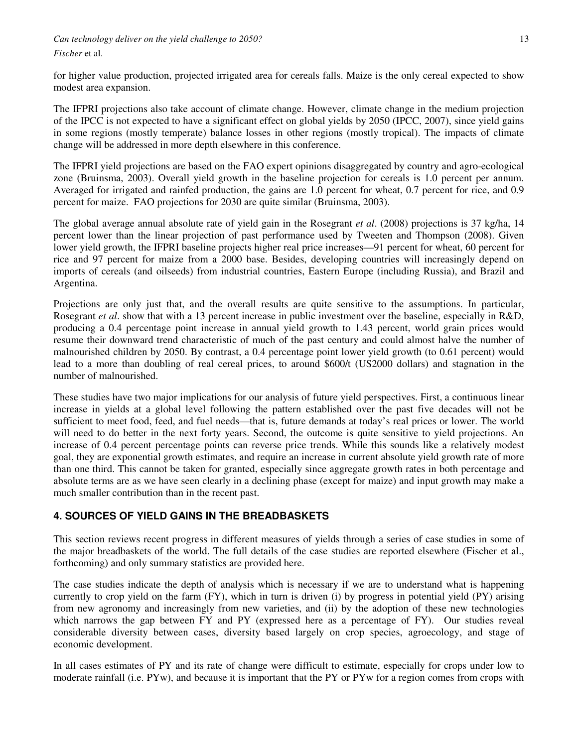for higher value production, projected irrigated area for cereals falls. Maize is the only cereal expected to show modest area expansion.

The IFPRI projections also take account of climate change. However, climate change in the medium projection of the IPCC is not expected to have a significant effect on global yields by 2050 (IPCC, 2007), since yield gains in some regions (mostly temperate) balance losses in other regions (mostly tropical). The impacts of climate change will be addressed in more depth elsewhere in this conference.

The IFPRI yield projections are based on the FAO expert opinions disaggregated by country and agro-ecological zone (Bruinsma, 2003). Overall yield growth in the baseline projection for cereals is 1.0 percent per annum. Averaged for irrigated and rainfed production, the gains are 1.0 percent for wheat, 0.7 percent for rice, and 0.9 percent for maize. FAO projections for 2030 are quite similar (Bruinsma, 2003).

The global average annual absolute rate of yield gain in the Rosegrant *et al*. (2008) projections is 37 kg/ha, 14 percent lower than the linear projection of past performance used by Tweeten and Thompson (2008). Given lower yield growth, the IFPRI baseline projects higher real price increases—91 percent for wheat, 60 percent for rice and 97 percent for maize from a 2000 base. Besides, developing countries will increasingly depend on imports of cereals (and oilseeds) from industrial countries, Eastern Europe (including Russia), and Brazil and Argentina.

Projections are only just that, and the overall results are quite sensitive to the assumptions. In particular, Rosegrant *et al*. show that with a 13 percent increase in public investment over the baseline, especially in R&D, producing a 0.4 percentage point increase in annual yield growth to 1.43 percent, world grain prices would resume their downward trend characteristic of much of the past century and could almost halve the number of malnourished children by 2050. By contrast, a 0.4 percentage point lower yield growth (to 0.61 percent) would lead to a more than doubling of real cereal prices, to around $600/t (US2000 dollars) and stagnation in the number of malnourished.

These studies have two major implications for our analysis of future yield perspectives. First, a continuous linear increase in yields at a global level following the pattern established over the past five decades will not be sufficient to meet food, feed, and fuel needs—that is, future demands at today's real prices or lower. The world will need to do better in the next forty years. Second, the outcome is quite sensitive to yield projections. An increase of 0.4 percent percentage points can reverse price trends. While this sounds like a relatively modest goal, they are exponential growth estimates, and require an increase in current absolute yield growth rate of more than one third. This cannot be taken for granted, especially since aggregate growth rates in both percentage and absolute terms are as we have seen clearly in a declining phase (except for maize) and input growth may make a much smaller contribution than in the recent past.

## 4. SOURCES OF YIELD GAINS IN THE BREADBASKETS

This section reviews recent progress in different measures of yields through a series of case studies in some of the major breadbaskets of the world. The full details of the case studies are reported elsewhere (Fischer et al., forthcoming) and only summary statistics are provided here.

The case studies indicate the depth of analysis which is necessary if we are to understand what is happening currently to crop yield on the farm (FY), which in turn is driven (i) by progress in potential yield (PY) arising from new agronomy and increasingly from new varieties, and (ii) by the adoption of these new technologies which narrows the gap between FY and PY (expressed here as a percentage of FY). Our studies reveal considerable diversity between cases, diversity based largely on crop species, agroecology, and stage of economic development.

In all cases estimates of PY and its rate of change were difficult to estimate, especially for crops under low to moderate rainfall (i.e. PYw), and because it is important that the PY or PYw for a region comes from crops with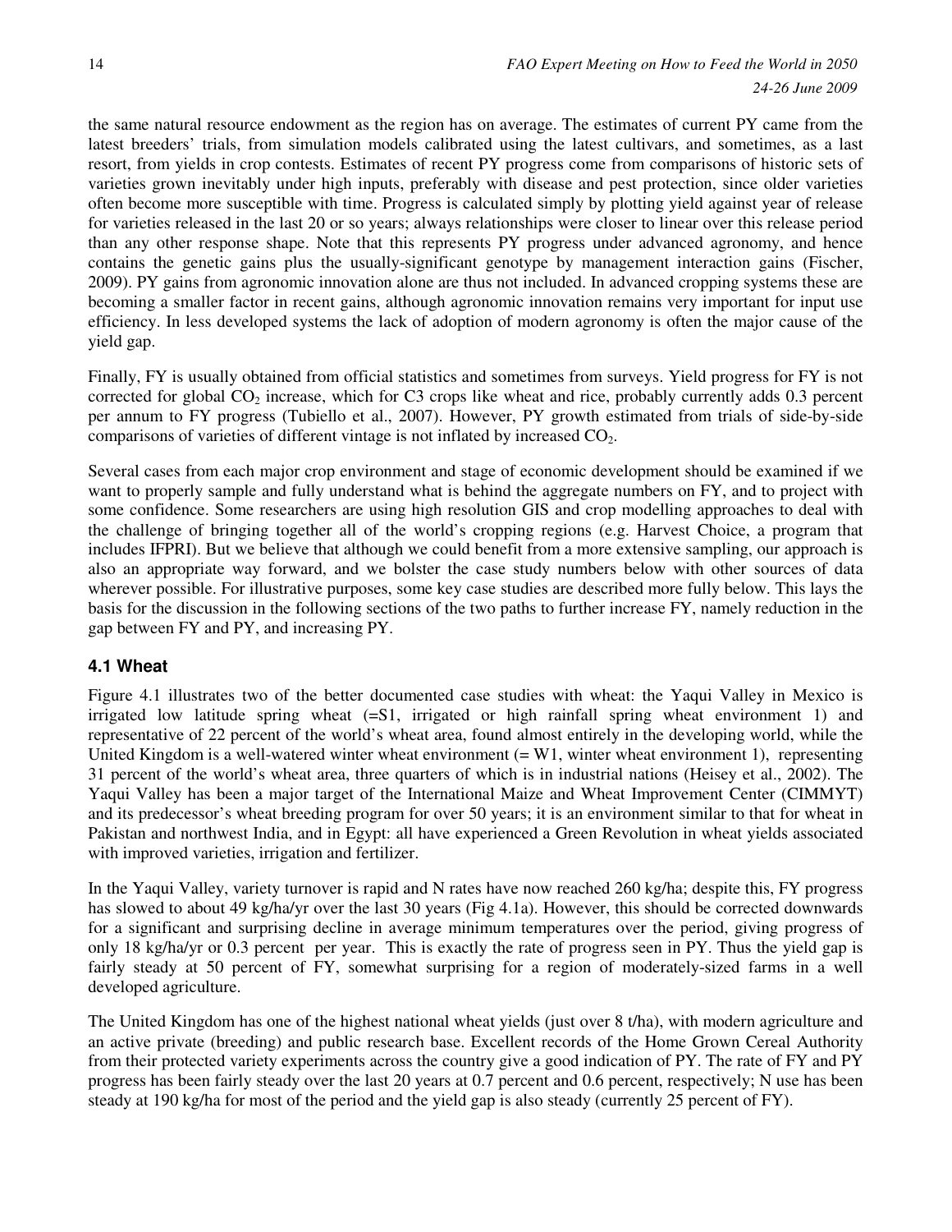the same natural resource endowment as the region has on average. The estimates of current PY came from the latest breeders' trials, from simulation models calibrated using the latest cultivars, and sometimes, as a last resort, from yields in crop contests. Estimates of recent PY progress come from comparisons of historic sets of varieties grown inevitably under high inputs, preferably with disease and pest protection, since older varieties often become more susceptible with time. Progress is calculated simply by plotting yield against year of release for varieties released in the last 20 or so years; always relationships were closer to linear over this release period than any other response shape. Note that this represents PY progress under advanced agronomy, and hence contains the genetic gains plus the usually-significant genotype by management interaction gains (Fischer, 2009). PY gains from agronomic innovation alone are thus not included. In advanced cropping systems these are becoming a smaller factor in recent gains, although agronomic innovation remains very important for input use efficiency. In less developed systems the lack of adoption of modern agronomy is often the major cause of the yield gap.

Finally, FY is usually obtained from official statistics and sometimes from surveys. Yield progress for FY is not corrected for global $CO_2$ increase, which for C3 crops like wheat and rice, probably currently adds 0.3 percent per annum to FY progress (Tubiello et al., 2007). However, PY growth estimated from trials of side-by-side comparisons of varieties of different vintage is not inflated by increased $CO_2$.

Several cases from each major crop environment and stage of economic development should be examined if we want to properly sample and fully understand what is behind the aggregate numbers on FY, and to project with some confidence. Some researchers are using high resolution GIS and crop modelling approaches to deal with the challenge of bringing together all of the world's cropping regions (e.g. Harvest Choice, a program that includes IFPRI). But we believe that although we could benefit from a more extensive sampling, our approach is also an appropriate way forward, and we bolster the case study numbers below with other sources of data wherever possible. For illustrative purposes, some key case studies are described more fully below. This lays the basis for the discussion in the following sections of the two paths to further increase FY, namely reduction in the gap between FY and PY, and increasing PY.

### 4.1 Wheat

Figure 4.1 illustrates two of the better documented case studies with wheat: the Yaqui Valley in Mexico is irrigated low latitude spring wheat (=S1, irrigated or high rainfall spring wheat environment 1) and representative of 22 percent of the world's wheat area, found almost entirely in the developing world, while the United Kingdom is a well-watered winter wheat environment (= W1, winter wheat environment 1), representing 31 percent of the world's wheat area, three quarters of which is in industrial nations (Heisey et al., 2002). The Yaqui Valley has been a major target of the International Maize and Wheat Improvement Center (CIMMYT) and its predecessor's wheat breeding program for over 50 years; it is an environment similar to that for wheat in Pakistan and northwest India, and in Egypt: all have experienced a Green Revolution in wheat yields associated with improved varieties, irrigation and fertilizer.

In the Yaqui Valley, variety turnover is rapid and N rates have now reached 260 kg/ha; despite this, FY progress has slowed to about 49 kg/ha/yr over the last 30 years (Fig 4.1a). However, this should be corrected downwards for a significant and surprising decline in average minimum temperatures over the period, giving progress of only 18 kg/ha/yr or 0.3 percent per year. This is exactly the rate of progress seen in PY. Thus the yield gap is fairly steady at 50 percent of FY, somewhat surprising for a region of moderately-sized farms in a well developed agriculture.

The United Kingdom has one of the highest national wheat yields (just over 8 t/ha), with modern agriculture and an active private (breeding) and public research base. Excellent records of the Home Grown Cereal Authority from their protected variety experiments across the country give a good indication of PY. The rate of FY and PY progress has been fairly steady over the last 20 years at 0.7 percent and 0.6 percent, respectively; N use has been steady at 190 kg/ha for most of the period and the yield gap is also steady (currently 25 percent of FY).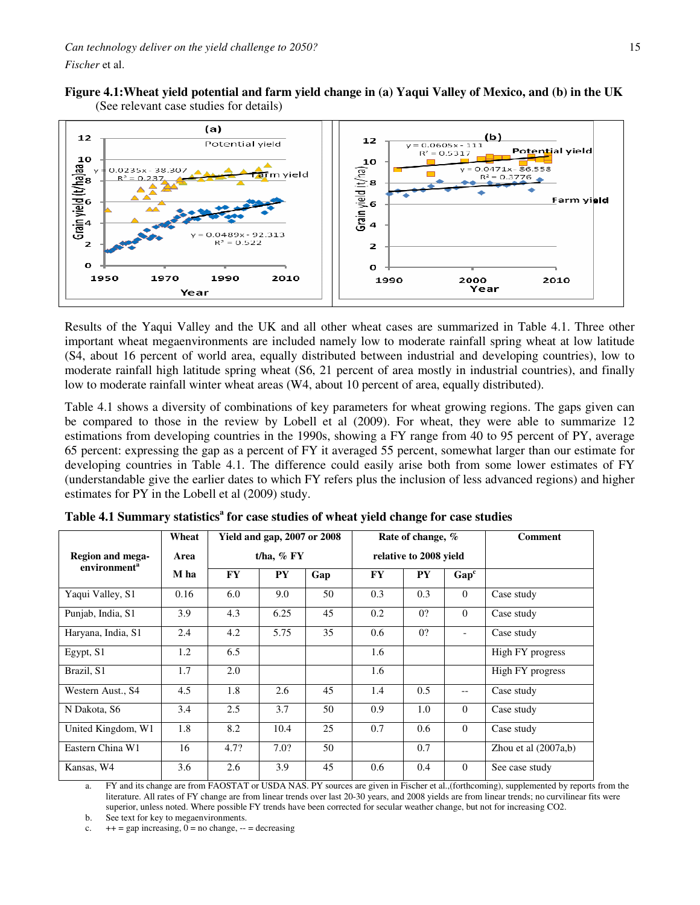**Figure 4.1: Wheat yield potential and farm yield change in (a) Yaqui Valley of Mexico, and (b) in the UK** (See relevant case studies for details)

Results of the Yaqui Valley and the UK and all other wheat cases are summarized in Table 4.1. Three other important wheat megaenvironments are included namely low to moderate rainfall spring wheat at low latitude (S4, about 16 percent of world area, equally distributed between industrial and developing countries), low to moderate rainfall high latitude spring wheat (S6, 21 percent of area mostly in industrial countries), and finally low to moderate rainfall winter wheat areas (W4, about 10 percent of area, equally distributed).

Table 4.1 shows a diversity of combinations of key parameters for wheat growing regions. The gaps given can be compared to those in the review by Lobell et al (2009). For wheat, they were able to summarize 12 estimations from developing countries in the 1990s, showing a FY range from 40 to 95 percent of PY, average 65 percent: expressing the gap as a percent of FY it averaged 55 percent, somewhat larger than our estimate for developing countries in Table 4.1. The difference could easily arise both from some lower estimates of FY (understandable give the earlier dates to which FY refers plus the inclusion of less advanced regions) and higher estimates for PY in the Lobell et al (2009) study.

**Table 4.1 Summary statistics[a] for case studies of wheat yield change for case studies**

| Region and mega-environment[a] | Wheat Area M ha | Yield and gap, 2007 or 2008 t/ha, % FY | | | Rate of change, % relative to 2008 yield | | | Comment |
|---|---|---|---|---|---|---|---|---|
| | | FY | PY | Gap | FY | PY | Gap[c] | |
| Yaqui Valley, S1 | 0.16 | 6.0 | 9.0 | 50 | 0.3 | 0.3 | 0 | Case study |
| Punjab, India, S1 | 3.9 | 4.3 | 6.25 | 45 | 0.2 | 0? | 0 | Case study |
| Haryana, India, S1 | 2.4 | 4.2 | 5.75 | 35 | 0.6 | 0? | - | Case study |
| Egypt, S1 | 1.2 | 6.5 | | | 1.6 | | | High FY progress |
| Brazil, S1 | 1.7 | 2.0 | | | 1.6 | | | High FY progress |
| Western Aust., S4 | 4.5 | 1.8 | 2.6 | 45 | 1.4 | 0.5 | -- | Case study |
| N Dakota, S6 | 3.4 | 2.5 | 3.7 | 50 | 0.9 | 1.0 | 0 | Case study |
| United Kingdom, W1 | 1.8 | 8.2 | 10.4 | 25 | 0.7 | 0.6 | 0 | Case study |
| Eastern China W1 | 16 | 4.7? | 7.0? | 50 | | 0.7 | | Zhou et al (2007a,b) |
| Kansas, W4 | 3.6 | 2.6 | 3.9 | 45 | 0.6 | 0.4 | 0 | See case study |

a. FY and its change are from FAOSTAT or USDA NAS. PY sources are given in Fischer et al.,(forthcoming), supplemented by reports from the literature. All rates of FY change are from linear trends over last 20-30 years, and 2008 yields are from linear trends; no curvilinear fits were superior, unless noted. Where possible FY trends have been corrected for secular weather change, but not for increasing CO2.

b. See text for key to megaenvironments.

c. ++ = gap increasing, 0 = no change, -- = decreasing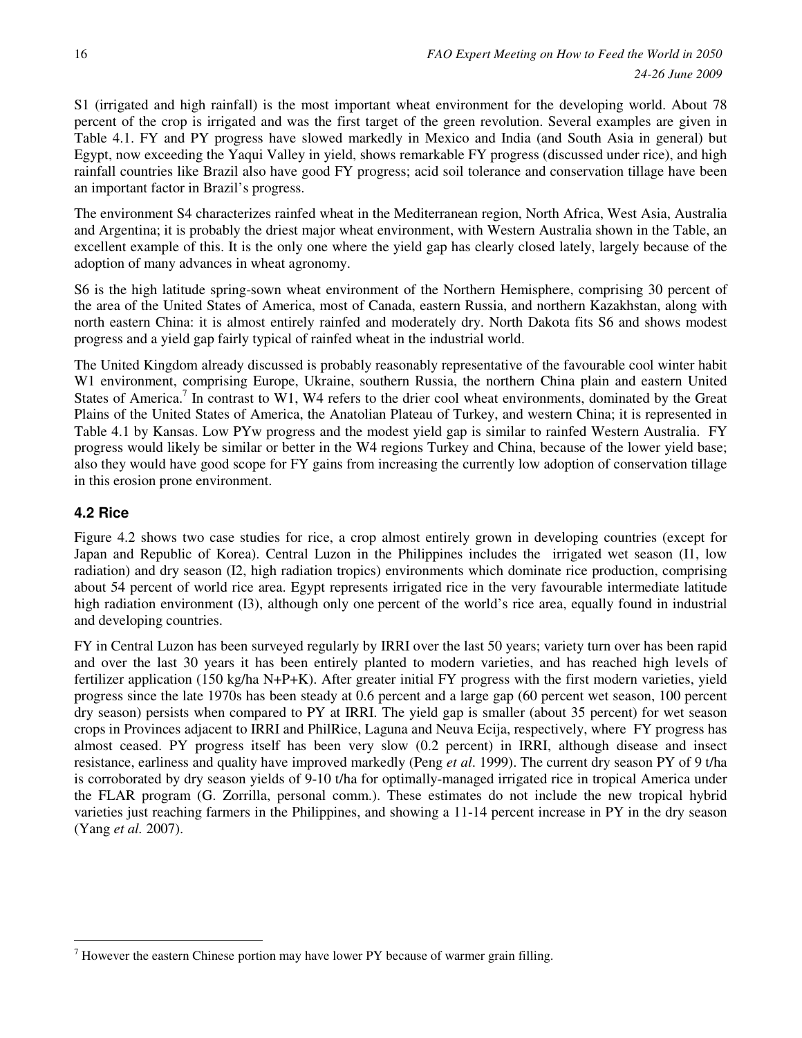S1 (irrigated and high rainfall) is the most important wheat environment for the developing world. About 78 percent of the crop is irrigated and was the first target of the green revolution. Several examples are given in Table 4.1. FY and PY progress have slowed markedly in Mexico and India (and South Asia in general) but Egypt, now exceeding the Yaqui Valley in yield, shows remarkable FY progress (discussed under rice), and high rainfall countries like Brazil also have good FY progress; acid soil tolerance and conservation tillage have been an important factor in Brazil's progress.

The environment S4 characterizes rainfed wheat in the Mediterranean region, North Africa, West Asia, Australia and Argentina; it is probably the driest major wheat environment, with Western Australia shown in the Table, an excellent example of this. It is the only one where the yield gap has clearly closed lately, largely because of the adoption of many advances in wheat agronomy.

S6 is the high latitude spring-sown wheat environment of the Northern Hemisphere, comprising 30 percent of the area of the United States of America, most of Canada, eastern Russia, and northern Kazakhstan, along with north eastern China: it is almost entirely rainfed and moderately dry. North Dakota fits S6 and shows modest progress and a yield gap fairly typical of rainfed wheat in the industrial world.

The United Kingdom already discussed is probably reasonably representative of the favourable cool winter habit W1 environment, comprising Europe, Ukraine, southern Russia, the northern China plain and eastern United States of America.[7] In contrast to W1, W4 refers to the drier cool wheat environments, dominated by the Great Plains of the United States of America, the Anatolian Plateau of Turkey, and western China; it is represented in Table 4.1 by Kansas. Low PYw progress and the modest yield gap is similar to rainfed Western Australia. FY progress would likely be similar or better in the W4 regions Turkey and China, because of the lower yield base; also they would have good scope for FY gains from increasing the currently low adoption of conservation tillage in this erosion prone environment.

### 4.2 Rice

Figure 4.2 shows two case studies for rice, a crop almost entirely grown in developing countries (except for Japan and Republic of Korea). Central Luzon in the Philippines includes the irrigated wet season (I1, low radiation) and dry season (I2, high radiation tropics) environments which dominate rice production, comprising about 54 percent of world rice area. Egypt represents irrigated rice in the very favourable intermediate latitude high radiation environment (I3), although only one percent of the world's rice area, equally found in industrial and developing countries.

FY in Central Luzon has been surveyed regularly by IRRI over the last 50 years; variety turn over has been rapid and over the last 30 years it has been entirely planted to modern varieties, and has reached high levels of fertilizer application (150 kg/ha N+P+K). After greater initial FY progress with the first modern varieties, yield progress since the late 1970s has been steady at 0.6 percent and a large gap (60 percent wet season, 100 percent dry season) persists when compared to PY at IRRI. The yield gap is smaller (about 35 percent) for wet season crops in Provinces adjacent to IRRI and PhilRice, Laguna and Neuva Ecija, respectively, where FY progress has almost ceased. PY progress itself has been very slow (0.2 percent) in IRRI, although disease and insect resistance, earliness and quality have improved markedly (Peng *et al*. 1999). The current dry season PY of 9 t/ha is corroborated by dry season yields of 9-10 t/ha for optimally-managed irrigated rice in tropical America under the FLAR program (G. Zorrilla, personal comm.). These estimates do not include the new tropical hybrid varieties just reaching farmers in the Philippines, and showing a 11-14 percent increase in PY in the dry season (Yang *et al.* 2007).

---

[7] However the eastern Chinese portion may have lower PY because of warmer grain filling.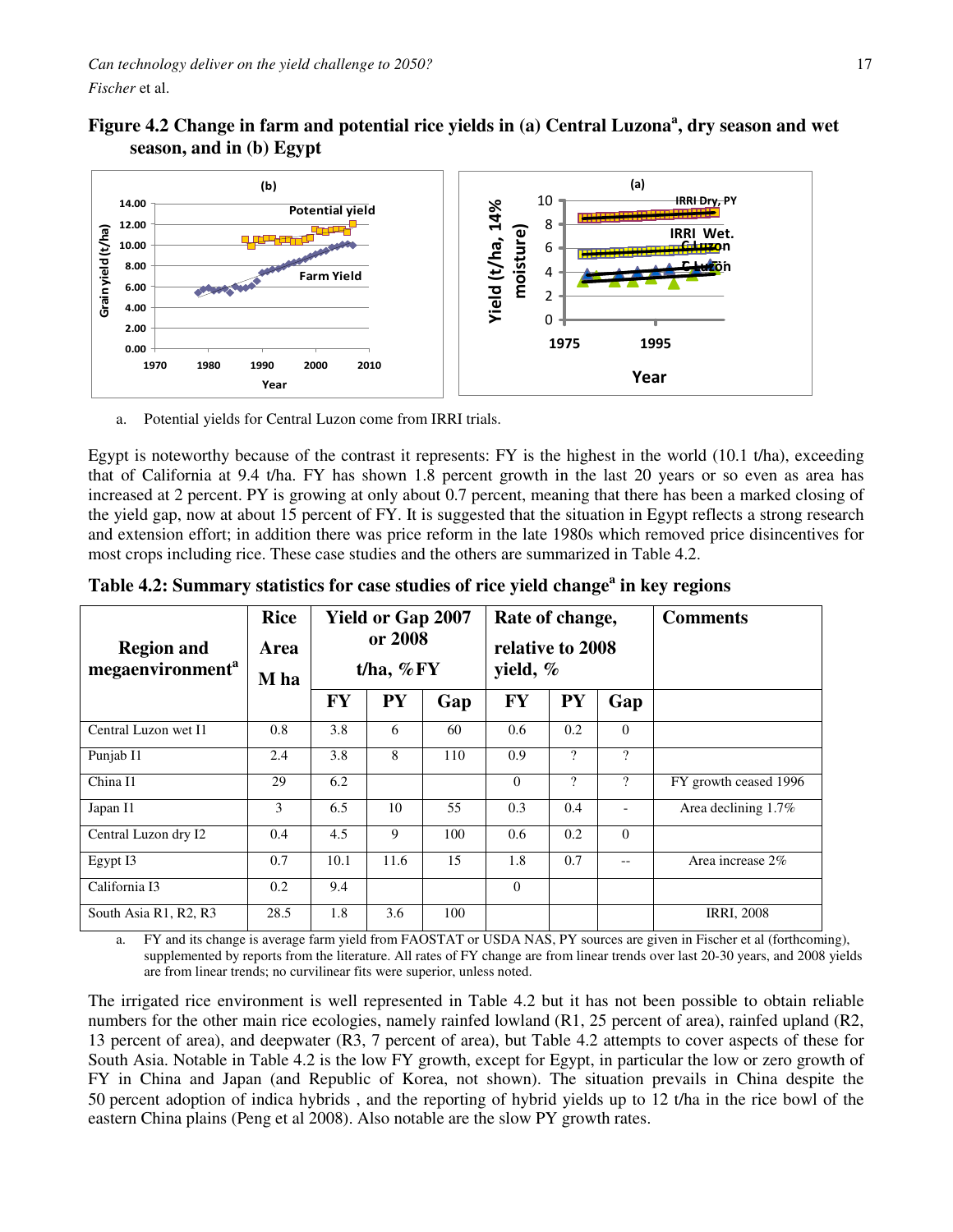**Figure 4.2 Change in farm and potential rice yields in (a) Central Luzona[a], dry season and wet season, and in (b) Egypt**

a. Potential yields for Central Luzon come from IRRI trials.

Egypt is noteworthy because of the contrast it represents: FY is the highest in the world (10.1 t/ha), exceeding that of California at 9.4 t/ha. FY has shown 1.8 percent growth in the last 20 years or so even as area has increased at 2 percent. PY is growing at only about 0.7 percent, meaning that there has been a marked closing of the yield gap, now at about 15 percent of FY. It is suggested that the situation in Egypt reflects a strong research and extension effort; in addition there was price reform in the late 1980s which removed price disincentives for most crops including rice. These case studies and the others are summarized in Table 4.2.

**Table 4.2: Summary statistics for case studies of rice yield change[a] in key regions**

| Region and megaenvironment[a] | Rice Area M ha | Yield or Gap 2007 or 2008 t/ha, %FY | | | Rate of change, relative to 2008 yield, % | | | Comments |
|---|---|---|---|---|---|---|---|---|
| | | FY | PY | Gap | FY | PY | Gap | |
| Central Luzon wet I1 | 0.8 | 3.8 | 6 | 60 | 0.6 | 0.2 | 0 | |
| Punjab I1 | 2.4 | 3.8 | 8 | 110 | 0.9 | ? | ? | |
| China I1 | 29 | 6.2 | | | 0 | ? | ? | FY growth ceased 1996 |
| Japan I1 | 3 | 6.5 | 10 | 55 | 0.3 | 0.4 | - | Area declining 1.7% |
| Central Luzon dry I2 | 0.4 | 4.5 | 9 | 100 | 0.6 | 0.2 | 0 | |
| Egypt I3 | 0.7 | 10.1 | 11.6 | 15 | 1.8 | 0.7 | -- | Area increase 2% |
| California I3 | 0.2 | 9.4 | | | 0 | | | |
| South Asia R1, R2, R3 | 28.5 | 1.8 | 3.6 | 100 | | | | IRRI, 2008 |

a. FY and its change is average farm yield from FAOSTAT or USDA NAS, PY sources are given in Fischer et al (forthcoming), supplemented by reports from the literature. All rates of FY change are from linear trends over last 20-30 years, and 2008 yields are from linear trends; no curvilinear fits were superior, unless noted.

The irrigated rice environment is well represented in Table 4.2 but it has not been possible to obtain reliable numbers for the other main rice ecologies, namely rainfed lowland (R1, 25 percent of area), rainfed upland (R2, 13 percent of area), and deepwater (R3, 7 percent of area), but Table 4.2 attempts to cover aspects of these for South Asia. Notable in Table 4.2 is the low FY growth, except for Egypt, in particular the low or zero growth of FY in China and Japan (and Republic of Korea, not shown). The situation prevails in China despite the 50 percent adoption of indica hybrids , and the reporting of hybrid yields up to 12 t/ha in the rice bowl of the eastern China plains (Peng et al 2008). Also notable are the slow PY growth rates.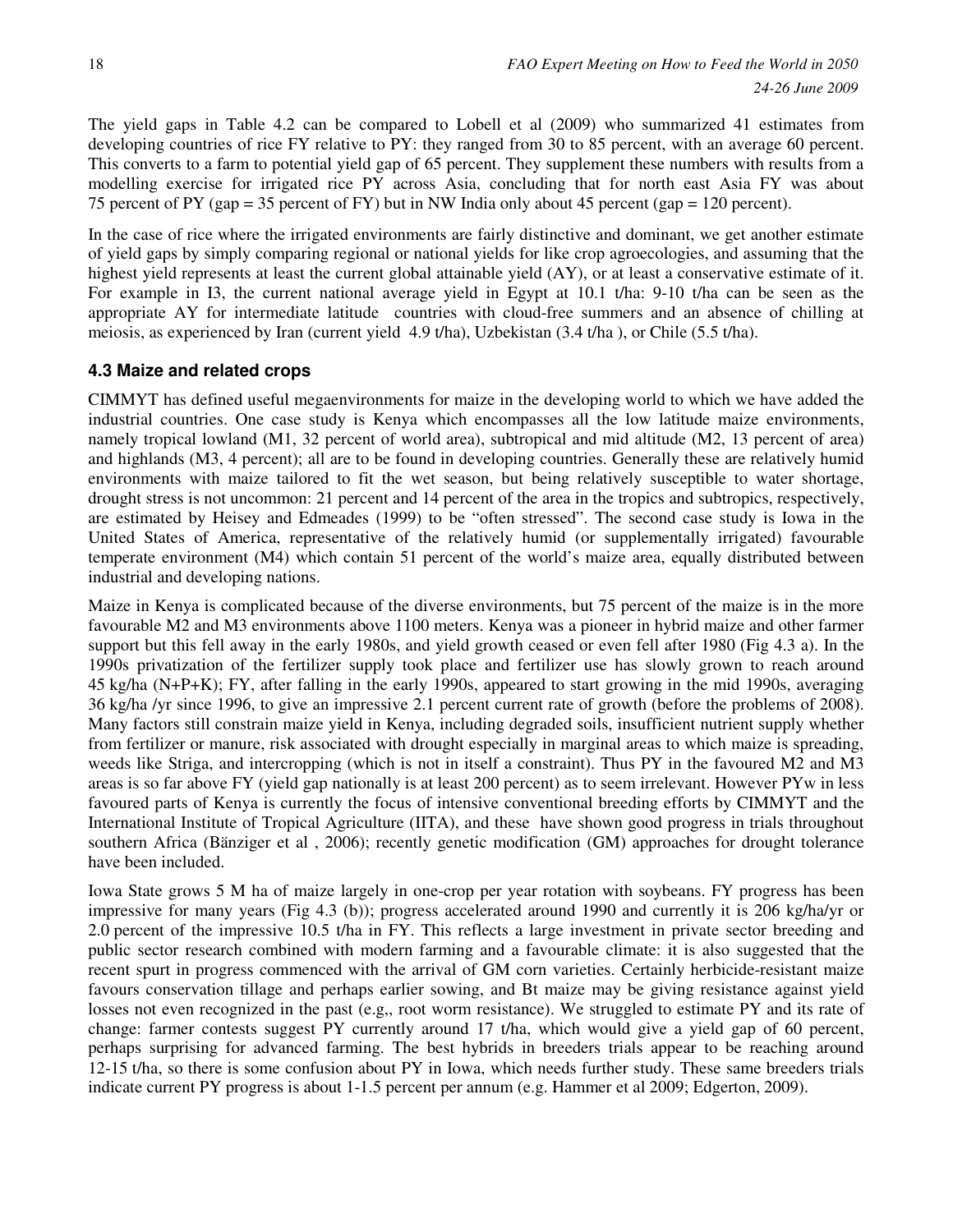The yield gaps in Table 4.2 can be compared to Lobell et al (2009) who summarized 41 estimates from developing countries of rice FY relative to PY: they ranged from 30 to 85 percent, with an average 60 percent. This converts to a farm to potential yield gap of 65 percent. They supplement these numbers with results from a modelling exercise for irrigated rice PY across Asia, concluding that for north east Asia FY was about 75 percent of PY (gap = 35 percent of FY) but in NW India only about 45 percent (gap = 120 percent).

In the case of rice where the irrigated environments are fairly distinctive and dominant, we get another estimate of yield gaps by simply comparing regional or national yields for like crop agroecologies, and assuming that the highest yield represents at least the current global attainable yield (AY), or at least a conservative estimate of it. For example in I3, the current national average yield in Egypt at 10.1 t/ha: 9-10 t/ha can be seen as the appropriate AY for intermediate latitude countries with cloud-free summers and an absence of chilling at meiosis, as experienced by Iran (current yield 4.9 t/ha), Uzbekistan (3.4 t/ha ), or Chile (5.5 t/ha).

### 4.3 Maize and related crops

CIMMYT has defined useful megaenvironments for maize in the developing world to which we have added the industrial countries. One case study is Kenya which encompasses all the low latitude maize environments, namely tropical lowland (M1, 32 percent of world area), subtropical and mid altitude (M2, 13 percent of area) and highlands (M3, 4 percent); all are to be found in developing countries. Generally these are relatively humid environments with maize tailored to fit the wet season, but being relatively susceptible to water shortage, drought stress is not uncommon: 21 percent and 14 percent of the area in the tropics and subtropics, respectively, are estimated by Heisey and Edmeades (1999) to be "often stressed". The second case study is Iowa in the United States of America, representative of the relatively humid (or supplementally irrigated) favourable temperate environment (M4) which contain 51 percent of the world's maize area, equally distributed between industrial and developing nations.

Maize in Kenya is complicated because of the diverse environments, but 75 percent of the maize is in the more favourable M2 and M3 environments above 1100 meters. Kenya was a pioneer in hybrid maize and other farmer support but this fell away in the early 1980s, and yield growth ceased or even fell after 1980 (Fig 4.3 a). In the 1990s privatization of the fertilizer supply took place and fertilizer use has slowly grown to reach around 45 kg/ha (N+P+K); FY, after falling in the early 1990s, appeared to start growing in the mid 1990s, averaging 36 kg/ha /yr since 1996, to give an impressive 2.1 percent current rate of growth (before the problems of 2008). Many factors still constrain maize yield in Kenya, including degraded soils, insufficient nutrient supply whether from fertilizer or manure, risk associated with drought especially in marginal areas to which maize is spreading, weeds like Striga, and intercropping (which is not in itself a constraint). Thus PY in the favoured M2 and M3 areas is so far above FY (yield gap nationally is at least 200 percent) as to seem irrelevant. However PYw in less favoured parts of Kenya is currently the focus of intensive conventional breeding efforts by CIMMYT and the International Institute of Tropical Agriculture (IITA), and these have shown good progress in trials throughout southern Africa (Bänziger et al , 2006); recently genetic modification (GM) approaches for drought tolerance have been included.

Iowa State grows 5 M ha of maize largely in one-crop per year rotation with soybeans. FY progress has been impressive for many years (Fig 4.3 (b)); progress accelerated around 1990 and currently it is 206 kg/ha/yr or 2.0 percent of the impressive 10.5 t/ha in FY. This reflects a large investment in private sector breeding and public sector research combined with modern farming and a favourable climate: it is also suggested that the recent spurt in progress commenced with the arrival of GM corn varieties. Certainly herbicide-resistant maize favours conservation tillage and perhaps earlier sowing, and Bt maize may be giving resistance against yield losses not even recognized in the past (e.g,, root worm resistance). We struggled to estimate PY and its rate of change: farmer contests suggest PY currently around 17 t/ha, which would give a yield gap of 60 percent, perhaps surprising for advanced farming. The best hybrids in breeders trials appear to be reaching around 12-15 t/ha, so there is some confusion about PY in Iowa, which needs further study. These same breeders trials indicate current PY progress is about 1-1.5 percent per annum (e.g. Hammer et al 2009; Edgerton, 2009).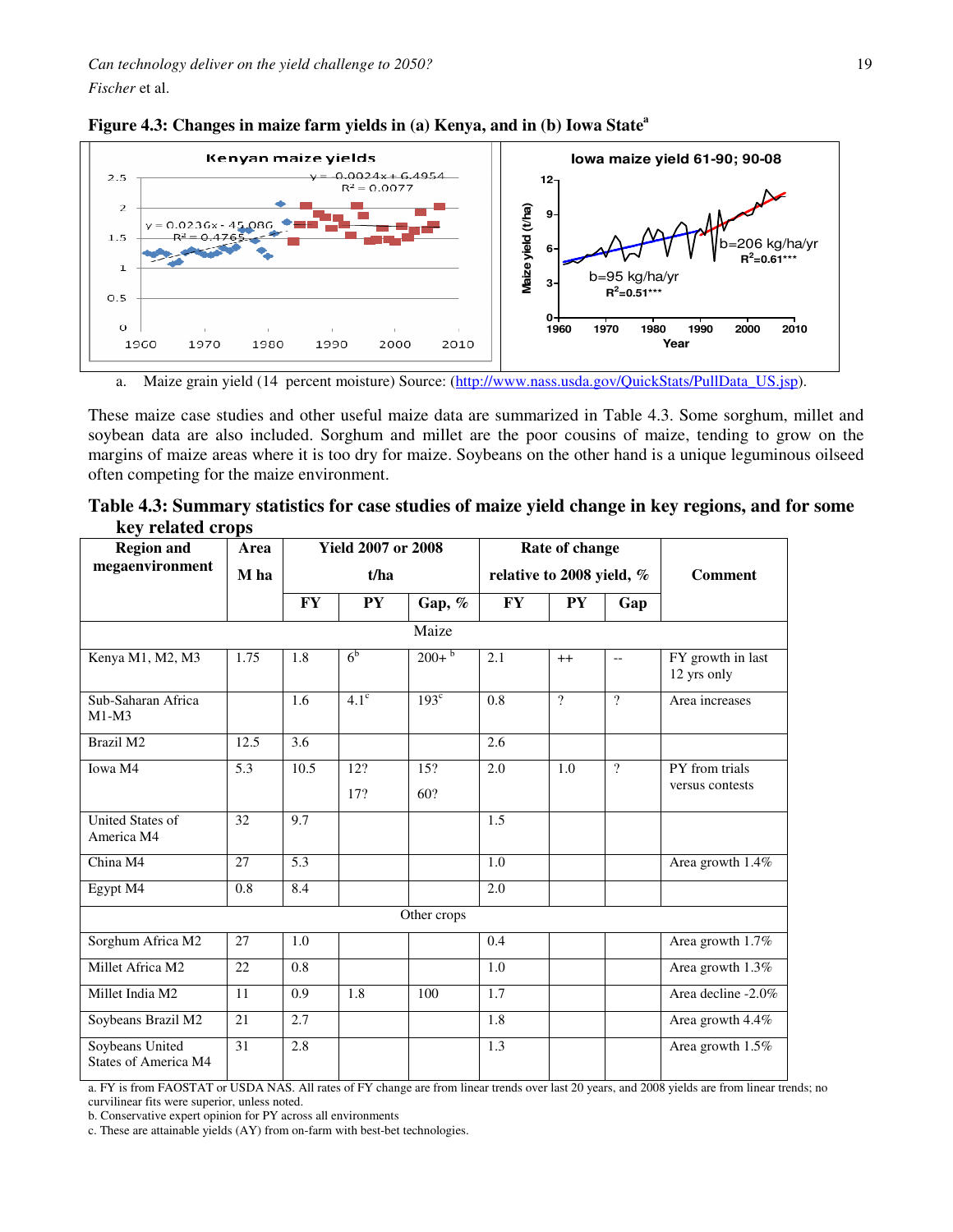**Figure 4.3: Changes in maize farm yields in (a) Kenya, and in (b) Iowa State[a]**

a. Maize grain yield (14 percent moisture) Source: (http://www.nass.usda.gov/QuickStats/PullData_US.jsp).

These maize case studies and other useful maize data are summarized in Table 4.3. Some sorghum, millet and soybean data are also included. Sorghum and millet are the poor cousins of maize, tending to grow on the margins of maize areas where it is too dry for maize. Soybeans on the other hand is a unique leguminous oilseed often competing for the maize environment.

**Table 4.3: Summary statistics for case studies of maize yield change in key regions, and for some key related crops**

| Region and megaenvironment | Area M ha | Yield 2007 or 2008 t/ha | | | Rate of change relative to 2008 yield, % | | | Comment |
|---|---|---|---|---|---|---|---|---|
| | | FY | PY | Gap, % | FY | PY | Gap | |
| **Maize** | | | | | | | | |
| Kenya M1, M2, M3 | 1.75 | 1.8 | 6[b] | 200+ [b] | 2.1 | ++ | -- | FY growth in last 12 yrs only |
| Sub-Saharan Africa M1-M3 | | 1.6 | 4.1[c] | 193[c] | 0.8 | ? | ? | Area increases |
| Brazil M2 | 12.5 | 3.6 | | | 2.6 | | | |
| Iowa M4 | 5.3 | 10.5 | 12? 17? | 15? 60? | 2.0 | 1.0 | ? | PY from trials versus contests |
| United States of America M4 | 32 | 9.7 | | | 1.5 | | | |
| China M4 | 27 | 5.3 | | | 1.0 | | | Area growth 1.4% |
| Egypt M4 | 0.8 | 8.4 | | | 2.0 | | | |
| **Other crops** | | | | | | | | |
| Sorghum Africa M2 | 27 | 1.0 | | | 0.4 | | | Area growth 1.7% |
| Millet Africa M2 | 22 | 0.8 | | | 1.0 | | | Area growth 1.3% |
| Millet India M2 | 11 | 0.9 | 1.8 | 100 | 1.7 | | | Area decline -2.0% |
| Soybeans Brazil M2 | 21 | 2.7 | | | 1.8 | | | Area growth 4.4% |
| Soybeans United States of America M4 | 31 | 2.8 | | | 1.3 | | | Area growth 1.5% |

a. FY is from FAOSTAT or USDA NAS. All rates of FY change are from linear trends over last 20 years, and 2008 yields are from linear trends; no curvilinear fits were superior, unless noted.
b. Conservative expert opinion for PY across all environments
c. These are attainable yields (AY) from on-farm with best-bet technologies.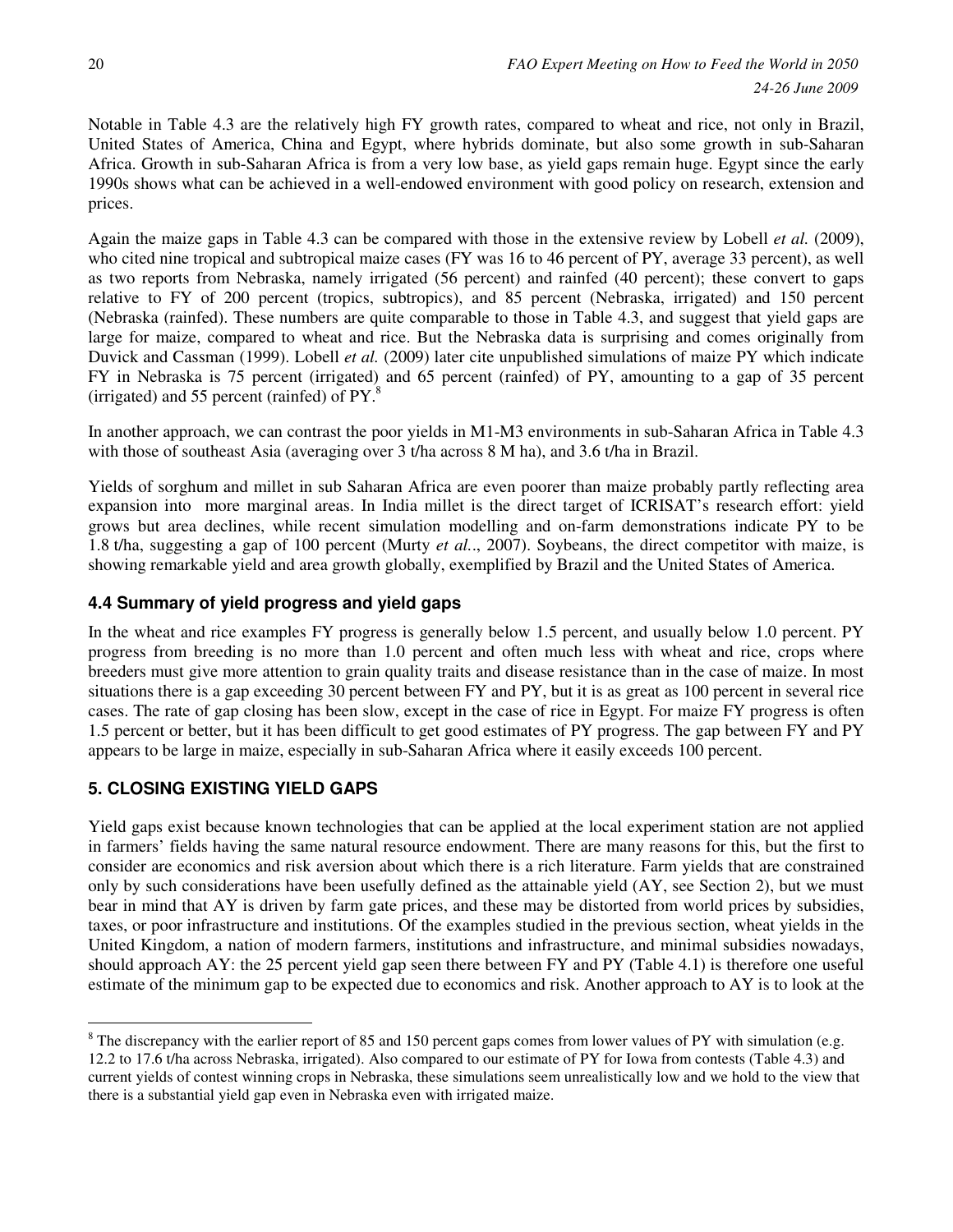Notable in Table 4.3 are the relatively high FY growth rates, compared to wheat and rice, not only in Brazil, United States of America, China and Egypt, where hybrids dominate, but also some growth in sub-Saharan Africa. Growth in sub-Saharan Africa is from a very low base, as yield gaps remain huge. Egypt since the early 1990s shows what can be achieved in a well-endowed environment with good policy on research, extension and prices.

Again the maize gaps in Table 4.3 can be compared with those in the extensive review by Lobell *et al.* (2009), who cited nine tropical and subtropical maize cases (FY was 16 to 46 percent of PY, average 33 percent), as well as two reports from Nebraska, namely irrigated (56 percent) and rainfed (40 percent); these convert to gaps relative to FY of 200 percent (tropics, subtropics), and 85 percent (Nebraska, irrigated) and 150 percent (Nebraska (rainfed). These numbers are quite comparable to those in Table 4.3, and suggest that yield gaps are large for maize, compared to wheat and rice. But the Nebraska data is surprising and comes originally from Duvick and Cassman (1999). Lobell *et al.* (2009) later cite unpublished simulations of maize PY which indicate FY in Nebraska is 75 percent (irrigated) and 65 percent (rainfed) of PY, amounting to a gap of 35 percent (irrigated) and 55 percent (rainfed) of PY.[8]

In another approach, we can contrast the poor yields in M1-M3 environments in sub-Saharan Africa in Table 4.3 with those of southeast Asia (averaging over 3 t/ha across 8 M ha), and 3.6 t/ha in Brazil.

Yields of sorghum and millet in sub Saharan Africa are even poorer than maize probably partly reflecting area expansion into more marginal areas. In India millet is the direct target of ICRISAT's research effort: yield grows but area declines, while recent simulation modelling and on-farm demonstrations indicate PY to be 1.8 t/ha, suggesting a gap of 100 percent (Murty *et al.*., 2007). Soybeans, the direct competitor with maize, is showing remarkable yield and area growth globally, exemplified by Brazil and the United States of America.

### 4.4 Summary of yield progress and yield gaps

In the wheat and rice examples FY progress is generally below 1.5 percent, and usually below 1.0 percent. PY progress from breeding is no more than 1.0 percent and often much less with wheat and rice, crops where breeders must give more attention to grain quality traits and disease resistance than in the case of maize. In most situations there is a gap exceeding 30 percent between FY and PY, but it is as great as 100 percent in several rice cases. The rate of gap closing has been slow, except in the case of rice in Egypt. For maize FY progress is often 1.5 percent or better, but it has been difficult to get good estimates of PY progress. The gap between FY and PY appears to be large in maize, especially in sub-Saharan Africa where it easily exceeds 100 percent.

## 5. CLOSING EXISTING YIELD GAPS

Yield gaps exist because known technologies that can be applied at the local experiment station are not applied in farmers' fields having the same natural resource endowment. There are many reasons for this, but the first to consider are economics and risk aversion about which there is a rich literature. Farm yields that are constrained only by such considerations have been usefully defined as the attainable yield (AY, see Section 2), but we must bear in mind that AY is driven by farm gate prices, and these may be distorted from world prices by subsidies, taxes, or poor infrastructure and institutions. Of the examples studied in the previous section, wheat yields in the United Kingdom, a nation of modern farmers, institutions and infrastructure, and minimal subsidies nowadays, should approach AY: the 25 percent yield gap seen there between FY and PY (Table 4.1) is therefore one useful estimate of the minimum gap to be expected due to economics and risk. Another approach to AY is to look at the

---

[8] The discrepancy with the earlier report of 85 and 150 percent gaps comes from lower values of PY with simulation (e.g. 12.2 to 17.6 t/ha across Nebraska, irrigated). Also compared to our estimate of PY for Iowa from contests (Table 4.3) and current yields of contest winning crops in Nebraska, these simulations seem unrealistically low and we hold to the view that there is a substantial yield gap even in Nebraska even with irrigated maize.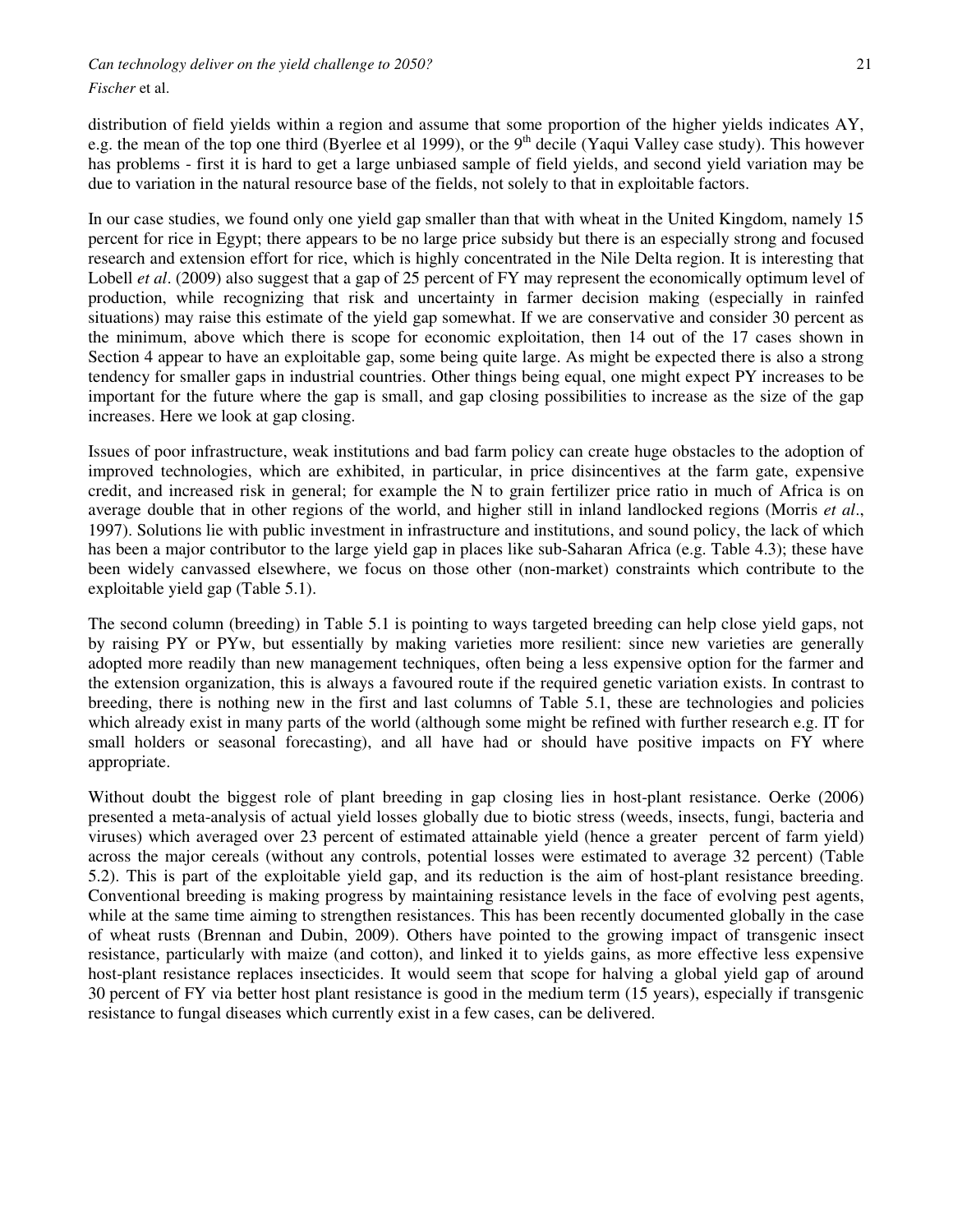distribution of field yields within a region and assume that some proportion of the higher yields indicates AY, e.g. the mean of the top one third (Byerlee et al 1999), or the 9th decile (Yaqui Valley case study). This however has problems - first it is hard to get a large unbiased sample of field yields, and second yield variation may be due to variation in the natural resource base of the fields, not solely to that in exploitable factors.

In our case studies, we found only one yield gap smaller than that with wheat in the United Kingdom, namely 15 percent for rice in Egypt; there appears to be no large price subsidy but there is an especially strong and focused research and extension effort for rice, which is highly concentrated in the Nile Delta region. It is interesting that Lobell *et al*. (2009) also suggest that a gap of 25 percent of FY may represent the economically optimum level of production, while recognizing that risk and uncertainty in farmer decision making (especially in rainfed situations) may raise this estimate of the yield gap somewhat. If we are conservative and consider 30 percent as the minimum, above which there is scope for economic exploitation, then 14 out of the 17 cases shown in Section 4 appear to have an exploitable gap, some being quite large. As might be expected there is also a strong tendency for smaller gaps in industrial countries. Other things being equal, one might expect PY increases to be important for the future where the gap is small, and gap closing possibilities to increase as the size of the gap increases. Here we look at gap closing.

Issues of poor infrastructure, weak institutions and bad farm policy can create huge obstacles to the adoption of improved technologies, which are exhibited, in particular, in price disincentives at the farm gate, expensive credit, and increased risk in general; for example the N to grain fertilizer price ratio in much of Africa is on average double that in other regions of the world, and higher still in inland landlocked regions (Morris *et al*., 1997). Solutions lie with public investment in infrastructure and institutions, and sound policy, the lack of which has been a major contributor to the large yield gap in places like sub-Saharan Africa (e.g. Table 4.3); these have been widely canvassed elsewhere, we focus on those other (non-market) constraints which contribute to the exploitable yield gap (Table 5.1).

The second column (breeding) in Table 5.1 is pointing to ways targeted breeding can help close yield gaps, not by raising PY or PYw, but essentially by making varieties more resilient: since new varieties are generally adopted more readily than new management techniques, often being a less expensive option for the farmer and the extension organization, this is always a favoured route if the required genetic variation exists. In contrast to breeding, there is nothing new in the first and last columns of Table 5.1, these are technologies and policies which already exist in many parts of the world (although some might be refined with further research e.g. IT for small holders or seasonal forecasting), and all have had or should have positive impacts on FY where appropriate.

Without doubt the biggest role of plant breeding in gap closing lies in host-plant resistance. Oerke (2006) presented a meta-analysis of actual yield losses globally due to biotic stress (weeds, insects, fungi, bacteria and viruses) which averaged over 23 percent of estimated attainable yield (hence a greater percent of farm yield) across the major cereals (without any controls, potential losses were estimated to average 32 percent) (Table 5.2). This is part of the exploitable yield gap, and its reduction is the aim of host-plant resistance breeding. Conventional breeding is making progress by maintaining resistance levels in the face of evolving pest agents, while at the same time aiming to strengthen resistances. This has been recently documented globally in the case of wheat rusts (Brennan and Dubin, 2009). Others have pointed to the growing impact of transgenic insect resistance, particularly with maize (and cotton), and linked it to yields gains, as more effective less expensive host-plant resistance replaces insecticides. It would seem that scope for halving a global yield gap of around 30 percent of FY via better host plant resistance is good in the medium term (15 years), especially if transgenic resistance to fungal diseases which currently exist in a few cases, can be delivered.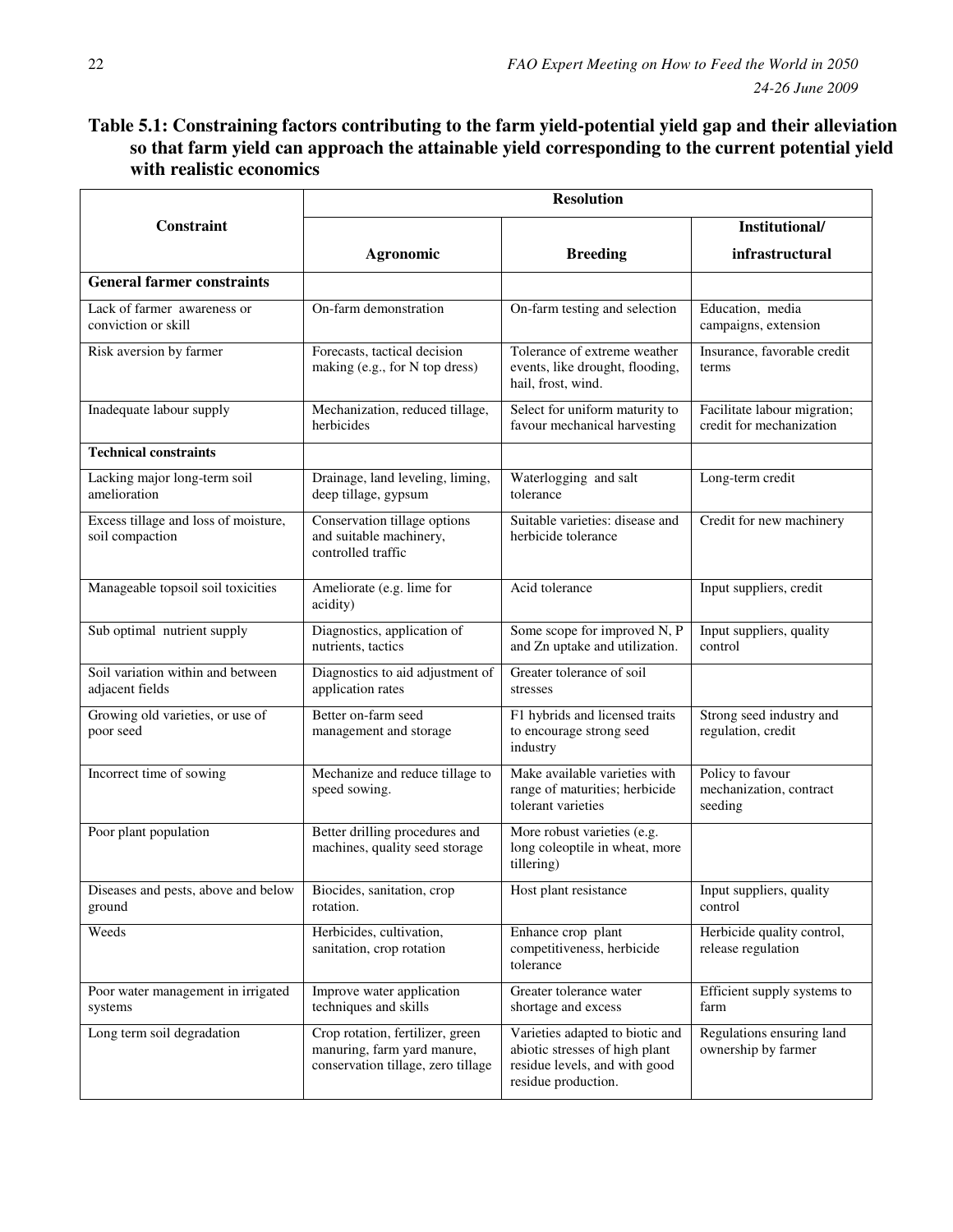**Table 5.1: Constraining factors contributing to the farm yield-potential yield gap and their alleviation so that farm yield can approach the attainable yield corresponding to the current potential yield with realistic economics**

| Constraint | Resolution | | |
|---|---|---|---|
| | Agronomic | Breeding | Institutional/ infrastructural |
| **General farmer constraints** | | | |
| Lack of farmer awareness or conviction or skill | On-farm demonstration | On-farm testing and selection | Education, media campaigns, extension |
| Risk aversion by farmer | Forecasts, tactical decision making (e.g., for N top dress) | Tolerance of extreme weather events, like drought, flooding, hail, frost, wind. | Insurance, favorable credit terms |
| Inadequate labour supply | Mechanization, reduced tillage, herbicides | Select for uniform maturity to favour mechanical harvesting | Facilitate labour migration; credit for mechanization |
| **Technical constraints** | | | |
| Lacking major long-term soil amelioration | Drainage, land leveling, liming, deep tillage, gypsum | Waterlogging and salt tolerance | Long-term credit |
| Excess tillage and loss of moisture, soil compaction | Conservation tillage options and suitable machinery, controlled traffic | Suitable varieties: disease and herbicide tolerance | Credit for new machinery |
| Manageable topsoil soil toxicities | Ameliorate (e.g. lime for acidity) | Acid tolerance | Input suppliers, credit |
| Sub optimal nutrient supply | Diagnostics, application of nutrients, tactics | Some scope for improved N, P and Zn uptake and utilization. | Input suppliers, quality control |
| Soil variation within and between adjacent fields | Diagnostics to aid adjustment of application rates | Greater tolerance of soil stresses | |
| Growing old varieties, or use of poor seed | Better on-farm seed management and storage | F1 hybrids and licensed traits to encourage strong seed industry | Strong seed industry and regulation, credit |
| Incorrect time of sowing | Mechanize and reduce tillage to speed sowing. | Make available varieties with range of maturities; herbicide tolerant varieties | Policy to favour mechanization, contract seeding |
| Poor plant population | Better drilling procedures and machines, quality seed storage | More robust varieties (e.g. long coleoptile in wheat, more tillering) | |
| Diseases and pests, above and below ground | Biocides, sanitation, crop rotation. | Host plant resistance | Input suppliers, quality control |
| Weeds | Herbicides, cultivation, sanitation, crop rotation | Enhance crop plant competitiveness, herbicide tolerance | Herbicide quality control, release regulation |
| Poor water management in irrigated systems | Improve water application techniques and skills | Greater tolerance water shortage and excess | Efficient supply systems to farm |
| Long term soil degradation | Crop rotation, fertilizer, green manuring, farm yard manure, conservation tillage, zero tillage | Varieties adapted to biotic and abiotic stresses of high plant residue levels, and with good residue production. | Regulations ensuring land ownership by farmer |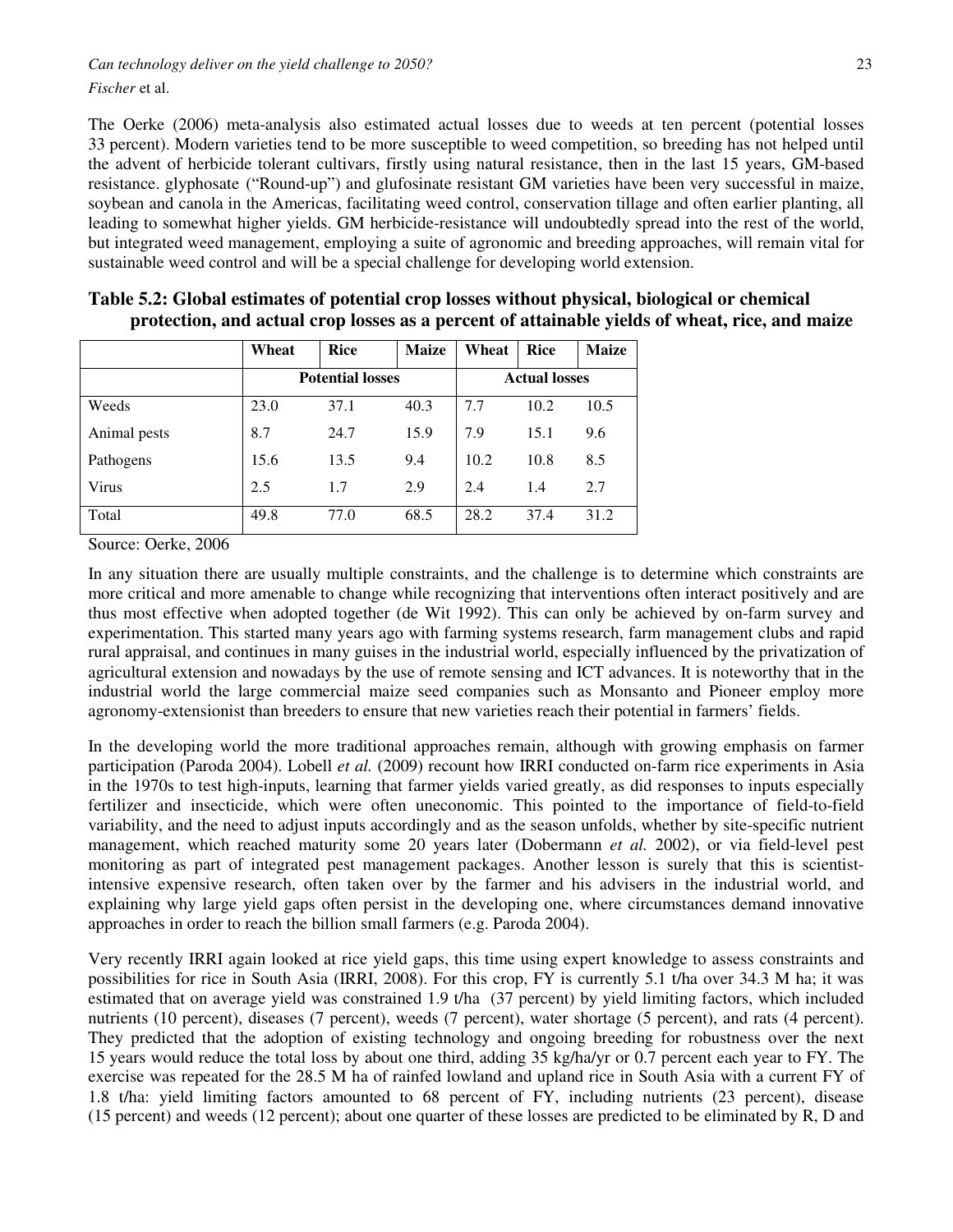The Oerke (2006) meta-analysis also estimated actual losses due to weeds at ten percent (potential losses 33 percent). Modern varieties tend to be more susceptible to weed competition, so breeding has not helped until the advent of herbicide tolerant cultivars, firstly using natural resistance, then in the last 15 years, GM-based resistance. glyphosate ("Round-up") and glufosinate resistant GM varieties have been very successful in maize, soybean and canola in the Americas, facilitating weed control, conservation tillage and often earlier planting, all leading to somewhat higher yields. GM herbicide-resistance will undoubtedly spread into the rest of the world, but integrated weed management, employing a suite of agronomic and breeding approaches, will remain vital for sustainable weed control and will be a special challenge for developing world extension.

**Table 5.2: Global estimates of potential crop losses without physical, biological or chemical protection, and actual crop losses as a percent of attainable yields of wheat, rice, and maize**

| | Wheat | Rice | Maize | Wheat | Rice | Maize |
|---|---|---|---|---|---|---|
| | Potential losses | | | Actual losses | | |
| Weeds | 23.0 | 37.1 | 40.3 | 7.7 | 10.2 | 10.5 |
| Animal pests | 8.7 | 24.7 | 15.9 | 7.9 | 15.1 | 9.6 |
| Pathogens | 15.6 | 13.5 | 9.4 | 10.2 | 10.8 | 8.5 |
| Virus | 2.5 | 1.7 | 2.9 | 2.4 | 1.4 | 2.7 |
| Total | 49.8 | 77.0 | 68.5 | 28.2 | 37.4 | 31.2 |

Source: Oerke, 2006

In any situation there are usually multiple constraints, and the challenge is to determine which constraints are more critical and more amenable to change while recognizing that interventions often interact positively and are thus most effective when adopted together (de Wit 1992). This can only be achieved by on-farm survey and experimentation. This started many years ago with farming systems research, farm management clubs and rapid rural appraisal, and continues in many guises in the industrial world, especially influenced by the privatization of agricultural extension and nowadays by the use of remote sensing and ICT advances. It is noteworthy that in the industrial world the large commercial maize seed companies such as Monsanto and Pioneer employ more agronomy-extensionist than breeders to ensure that new varieties reach their potential in farmers' fields.

In the developing world the more traditional approaches remain, although with growing emphasis on farmer participation (Paroda 2004). Lobell *et al.* (2009) recount how IRRI conducted on-farm rice experiments in Asia in the 1970s to test high-inputs, learning that farmer yields varied greatly, as did responses to inputs especially fertilizer and insecticide, which were often uneconomic. This pointed to the importance of field-to-field variability, and the need to adjust inputs accordingly and as the season unfolds, whether by site-specific nutrient management, which reached maturity some 20 years later (Dobermann *et al.* 2002), or via field-level pest monitoring as part of integrated pest management packages. Another lesson is surely that this is scientist-intensive expensive research, often taken over by the farmer and his advisers in the industrial world, and explaining why large yield gaps often persist in the developing one, where circumstances demand innovative approaches in order to reach the billion small farmers (e.g. Paroda 2004).

Very recently IRRI again looked at rice yield gaps, this time using expert knowledge to assess constraints and possibilities for rice in South Asia (IRRI, 2008). For this crop, FY is currently 5.1 t/ha over 34.3 M ha; it was estimated that on average yield was constrained 1.9 t/ha (37 percent) by yield limiting factors, which included nutrients (10 percent), diseases (7 percent), weeds (7 percent), water shortage (5 percent), and rats (4 percent). They predicted that the adoption of existing technology and ongoing breeding for robustness over the next 15 years would reduce the total loss by about one third, adding 35 kg/ha/yr or 0.7 percent each year to FY. The exercise was repeated for the 28.5 M ha of rainfed lowland and upland rice in South Asia with a current FY of 1.8 t/ha: yield limiting factors amounted to 68 percent of FY, including nutrients (23 percent), disease (15 percent) and weeds (12 percent); about one quarter of these losses are predicted to be eliminated by R, D and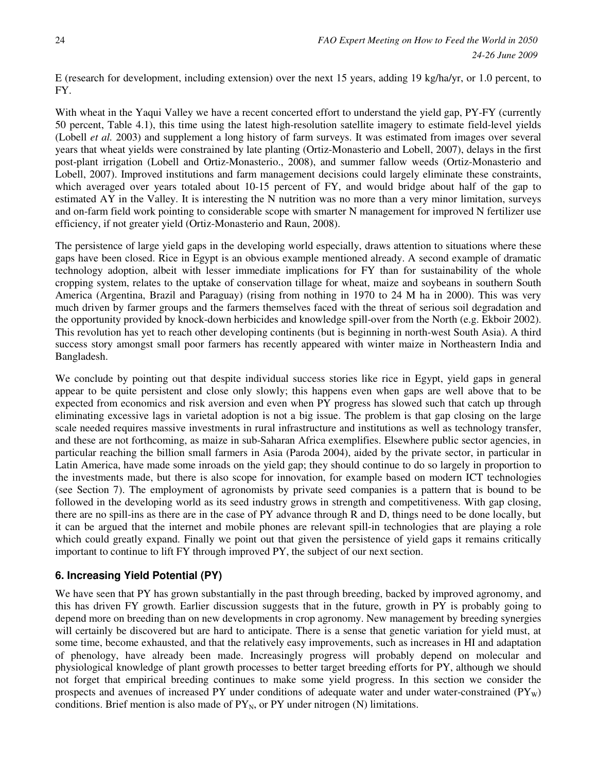E (research for development, including extension) over the next 15 years, adding 19 kg/ha/yr, or 1.0 percent, to FY.

With wheat in the Yaqui Valley we have a recent concerted effort to understand the yield gap, PY-FY (currently 50 percent, Table 4.1), this time using the latest high-resolution satellite imagery to estimate field-level yields (Lobell *et al.* 2003) and supplement a long history of farm surveys. It was estimated from images over several years that wheat yields were constrained by late planting (Ortiz-Monasterio and Lobell, 2007), delays in the first post-plant irrigation (Lobell and Ortiz-Monasterio., 2008), and summer fallow weeds (Ortiz-Monasterio and Lobell, 2007). Improved institutions and farm management decisions could largely eliminate these constraints, which averaged over years totaled about 10-15 percent of FY, and would bridge about half of the gap to estimated AY in the Valley. It is interesting the N nutrition was no more than a very minor limitation, surveys and on-farm field work pointing to considerable scope with smarter N management for improved N fertilizer use efficiency, if not greater yield (Ortiz-Monasterio and Raun, 2008).

The persistence of large yield gaps in the developing world especially, draws attention to situations where these gaps have been closed. Rice in Egypt is an obvious example mentioned already. A second example of dramatic technology adoption, albeit with lesser immediate implications for FY than for sustainability of the whole cropping system, relates to the uptake of conservation tillage for wheat, maize and soybeans in southern South America (Argentina, Brazil and Paraguay) (rising from nothing in 1970 to 24 M ha in 2000). This was very much driven by farmer groups and the farmers themselves faced with the threat of serious soil degradation and the opportunity provided by knock-down herbicides and knowledge spill-over from the North (e.g. Ekboir 2002). This revolution has yet to reach other developing continents (but is beginning in north-west South Asia). A third success story amongst small poor farmers has recently appeared with winter maize in Northeastern India and Bangladesh.

We conclude by pointing out that despite individual success stories like rice in Egypt, yield gaps in general appear to be quite persistent and close only slowly; this happens even when gaps are well above that to be expected from economics and risk aversion and even when PY progress has slowed such that catch up through eliminating excessive lags in varietal adoption is not a big issue. The problem is that gap closing on the large scale needed requires massive investments in rural infrastructure and institutions as well as technology transfer, and these are not forthcoming, as maize in sub-Saharan Africa exemplifies. Elsewhere public sector agencies, in particular reaching the billion small farmers in Asia (Paroda 2004), aided by the private sector, in particular in Latin America, have made some inroads on the yield gap; they should continue to do so largely in proportion to the investments made, but there is also scope for innovation, for example based on modern ICT technologies (see Section 7). The employment of agronomists by private seed companies is a pattern that is bound to be followed in the developing world as its seed industry grows in strength and competitiveness. With gap closing, there are no spill-ins as there are in the case of PY advance through R and D, things need to be done locally, but it can be argued that the internet and mobile phones are relevant spill-in technologies that are playing a role which could greatly expand. Finally we point out that given the persistence of yield gaps it remains critically important to continue to lift FY through improved PY, the subject of our next section.

## 6. Increasing Yield Potential (PY)

We have seen that PY has grown substantially in the past through breeding, backed by improved agronomy, and this has driven FY growth. Earlier discussion suggests that in the future, growth in PY is probably going to depend more on breeding than on new developments in crop agronomy. New management by breeding synergies will certainly be discovered but are hard to anticipate. There is a sense that genetic variation for yield must, at some time, become exhausted, and that the relatively easy improvements, such as increases in HI and adaptation of phenology, have already been made. Increasingly progress will probably depend on molecular and physiological knowledge of plant growth processes to better target breeding efforts for PY, although we should not forget that empirical breeding continues to make some yield progress. In this section we consider the prospects and avenues of increased PY under conditions of adequate water and under water-constrained ($PY_W$) conditions. Brief mention is also made of $PY_N$, or PY under nitrogen (N) limitations.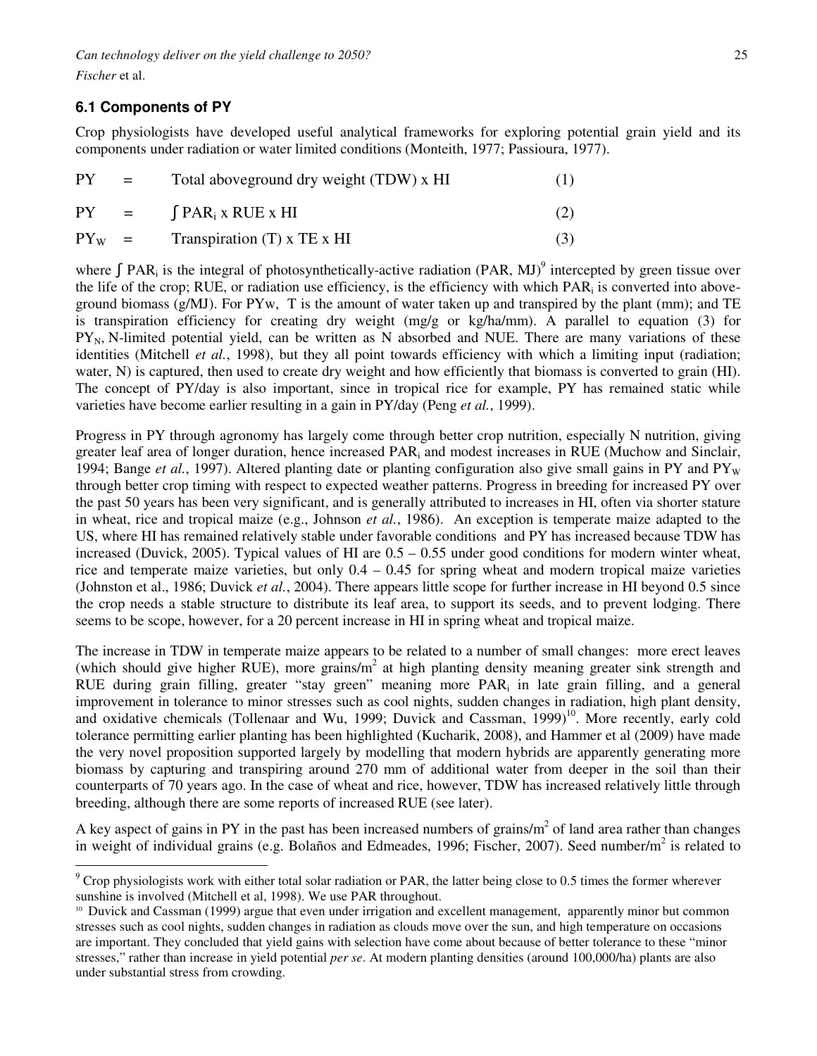### 6.1 Components of PY

Crop physiologists have developed useful analytical frameworks for exploring potential grain yield and its components under radiation or water limited conditions (Monteith, 1977; Passioura, 1977).

$$PY = \text{Total aboveground dry weight (TDW)} \times HI \quad (1)$$

$$PY = \int PAR_i \times RUE \times HI \quad (2)$$

$$PY_W = \text{Transpiration (T)} \times TE \times HI \quad (3)$$

where $\int PAR_i$ is the integral of photosynthetically-active radiation (PAR, MJ)[9] intercepted by green tissue over the life of the crop; RUE, or radiation use efficiency, is the efficiency with which $PAR_i$ is converted into above-ground biomass (g/MJ). For $PY_W$, T is the amount of water taken up and transpired by the plant (mm); and TE is transpiration efficiency for creating dry weight (mg/g or kg/ha/mm). A parallel to equation (3) for $PY_N$, N-limited potential yield, can be written as N absorbed and NUE. There are many variations of these identities (Mitchell *et al.*, 1998), but they all point towards efficiency with which a limiting input (radiation; water, N) is captured, then used to create dry weight and how efficiently that biomass is converted to grain (HI). The concept of PY/day is also important, since in tropical rice for example, PY has remained static while varieties have become earlier resulting in a gain in PY/day (Peng *et al.*, 1999).

Progress in PY through agronomy has largely come through better crop nutrition, especially N nutrition, giving greater leaf area of longer duration, hence increased $PAR_i$ and modest increases in RUE (Muchow and Sinclair, 1994; Bange *et al.*, 1997). Altered planting date or planting configuration also give small gains in PY and $PY_W$ through better crop timing with respect to expected weather patterns. Progress in breeding for increased PY over the past 50 years has been very significant, and is generally attributed to increases in HI, often via shorter stature in wheat, rice and tropical maize (e.g., Johnson *et al.*, 1986). An exception is temperate maize adapted to the US, where HI has remained relatively stable under favorable conditions and PY has increased because TDW has increased (Duvick, 2005). Typical values of HI are 0.5 – 0.55 under good conditions for modern winter wheat, rice and temperate maize varieties, but only 0.4 – 0.45 for spring wheat and modern tropical maize varieties (Johnston et al., 1986; Duvick *et al.*, 2004). There appears little scope for further increase in HI beyond 0.5 since the crop needs a stable structure to distribute its leaf area, to support its seeds, and to prevent lodging. There seems to be scope, however, for a 20 percent increase in HI in spring wheat and tropical maize.

The increase in TDW in temperate maize appears to be related to a number of small changes: more erect leaves (which should give higher RUE), more grains/$m^2$ at high planting density meaning greater sink strength and RUE during grain filling, greater "stay green" meaning more $PAR_i$ in late grain filling, and a general improvement in tolerance to minor stresses such as cool nights, sudden changes in radiation, high plant density, and oxidative chemicals (Tollenaar and Wu, 1999; Duvick and Cassman, 1999)[10]. More recently, early cold tolerance permitting earlier planting has been highlighted (Kucharik, 2008), and Hammer et al (2009) have made the very novel proposition supported largely by modelling that modern hybrids are apparently generating more biomass by capturing and transpiring around 270 mm of additional water from deeper in the soil than their counterparts of 70 years ago. In the case of wheat and rice, however, TDW has increased relatively little through breeding, although there are some reports of increased RUE (see later).

A key aspect of gains in PY in the past has been increased numbers of grains/$m^2$ of land area rather than changes in weight of individual grains (e.g. Bolaños and Edmeades, 1996; Fischer, 2007). Seed number/$m^2$ is related to

---

[9] Crop physiologists work with either total solar radiation or PAR, the latter being close to 0.5 times the former wherever sunshine is involved (Mitchell et al, 1998). We use PAR throughout.

[10] Duvick and Cassman (1999) argue that even under irrigation and excellent management, apparently minor but common stresses such as cool nights, sudden changes in radiation as clouds move over the sun, and high temperature on occasions are important. They concluded that yield gains with selection have come about because of better tolerance to these "minor stresses," rather than increase in yield potential *per se*. At modern planting densities (around 100,000/ha) plants are also under substantial stress from crowding.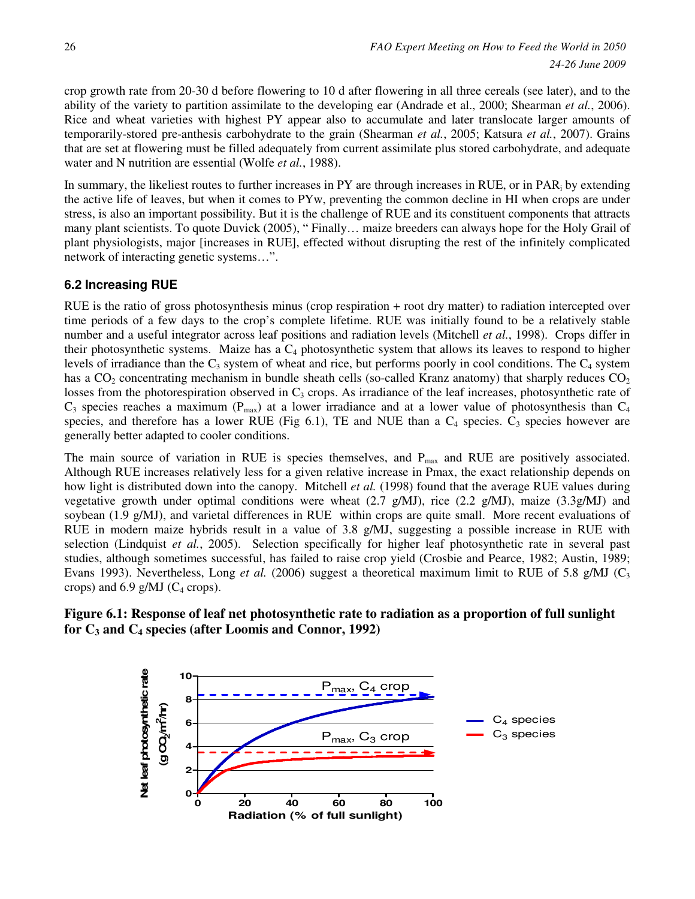crop growth rate from 20-30 d before flowering to 10 d after flowering in all three cereals (see later), and to the ability of the variety to partition assimilate to the developing ear (Andrade et al., 2000; Shearman *et al.*, 2006). Rice and wheat varieties with highest PY appear also to accumulate and later translocate larger amounts of temporarily-stored pre-anthesis carbohydrate to the grain (Shearman *et al.*, 2005; Katsura *et al.*, 2007). Grains that are set at flowering must be filled adequately from current assimilate plus stored carbohydrate, and adequate water and N nutrition are essential (Wolfe *et al.*, 1988).

In summary, the likeliest routes to further increases in PY are through increases in RUE, or in $PAR_i$ by extending the active life of leaves, but when it comes to PYw, preventing the common decline in HI when crops are under stress, is also an important possibility. But it is the challenge of RUE and its constituent components that attracts many plant scientists. To quote Duvick (2005), " Finally… maize breeders can always hope for the Holy Grail of plant physiologists, major [increases in RUE], effected without disrupting the rest of the infinitely complicated network of interacting genetic systems…".

### 6.2 Increasing RUE

RUE is the ratio of gross photosynthesis minus (crop respiration + root dry matter) to radiation intercepted over time periods of a few days to the crop's complete lifetime. RUE was initially found to be a relatively stable number and a useful integrator across leaf positions and radiation levels (Mitchell *et al.*, 1998). Crops differ in their photosynthetic systems. Maize has a $C_4$ photosynthetic system that allows its leaves to respond to higher levels of irradiance than the $C_3$ system of wheat and rice, but performs poorly in cool conditions. The $C_4$ system has a $CO_2$ concentrating mechanism in bundle sheath cells (so-called Kranz anatomy) that sharply reduces $CO_2$ losses from the photorespiration observed in $C_3$ crops. As irradiance of the leaf increases, photosynthetic rate of $C_3$ species reaches a maximum ($P_{max}$) at a lower irradiance and at a lower value of photosynthesis than $C_4$ species, and therefore has a lower RUE (Fig 6.1), TE and NUE than a $C_4$ species. $C_3$ species however are generally better adapted to cooler conditions.

The main source of variation in RUE is species themselves, and $P_{max}$ and RUE are positively associated. Although RUE increases relatively less for a given relative increase in Pmax, the exact relationship depends on how light is distributed down into the canopy. Mitchell *et al.* (1998) found that the average RUE values during vegetative growth under optimal conditions were wheat (2.7 g/MJ), rice (2.2 g/MJ), maize (3.3g/MJ) and soybean (1.9 g/MJ), and varietal differences in RUE within crops are quite small. More recent evaluations of RUE in modern maize hybrids result in a value of 3.8 g/MJ, suggesting a possible increase in RUE with selection (Lindquist *et al.*, 2005). Selection specifically for higher leaf photosynthetic rate in several past studies, although sometimes successful, has failed to raise crop yield (Crosbie and Pearce, 1982; Austin, 1989; Evans 1993). Nevertheless, Long *et al.* (2006) suggest a theoretical maximum limit to RUE of 5.8 g/MJ ($C_3$ crops) and 6.9 g/MJ ($C_4$ crops).

**Figure 6.1: Response of leaf net photosynthetic rate to radiation as a proportion of full sunlight for $C_3$ and $C_4$ species (after Loomis and Connor, 1992)**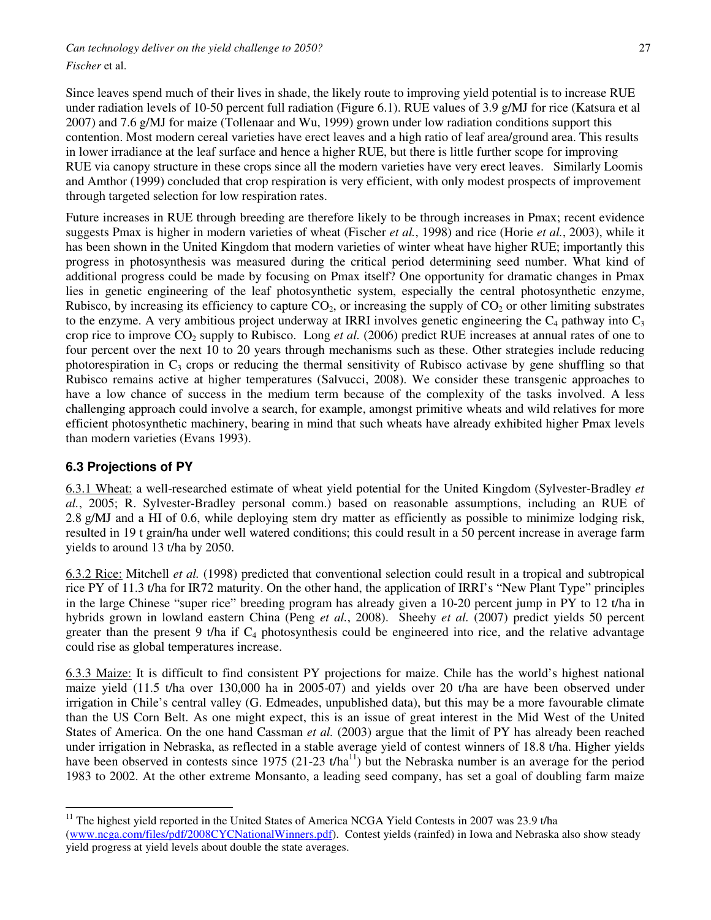Since leaves spend much of their lives in shade, the likely route to improving yield potential is to increase RUE under radiation levels of 10-50 percent full radiation (Figure 6.1). RUE values of 3.9 g/MJ for rice (Katsura et al 2007) and 7.6 g/MJ for maize (Tollenaar and Wu, 1999) grown under low radiation conditions support this contention. Most modern cereal varieties have erect leaves and a high ratio of leaf area/ground area. This results in lower irradiance at the leaf surface and hence a higher RUE, but there is little further scope for improving RUE via canopy structure in these crops since all the modern varieties have very erect leaves. Similarly Loomis and Amthor (1999) concluded that crop respiration is very efficient, with only modest prospects of improvement through targeted selection for low respiration rates.

Future increases in RUE through breeding are therefore likely to be through increases in Pmax; recent evidence suggests Pmax is higher in modern varieties of wheat (Fischer *et al.*, 1998) and rice (Horie *et al.*, 2003), while it has been shown in the United Kingdom that modern varieties of winter wheat have higher RUE; importantly this progress in photosynthesis was measured during the critical period determining seed number. What kind of additional progress could be made by focusing on Pmax itself? One opportunity for dramatic changes in Pmax lies in genetic engineering of the leaf photosynthetic system, especially the central photosynthetic enzyme, Rubisco, by increasing its efficiency to capture $CO_2$, or increasing the supply of $CO_2$ or other limiting substrates to the enzyme. A very ambitious project underway at IRRI involves genetic engineering the $C_4$ pathway into $C_3$ crop rice to improve $CO_2$ supply to Rubisco. Long *et al.* (2006) predict RUE increases at annual rates of one to four percent over the next 10 to 20 years through mechanisms such as these. Other strategies include reducing photorespiration in $C_3$ crops or reducing the thermal sensitivity of Rubisco activase by gene shuffling so that Rubisco remains active at higher temperatures (Salvucci, 2008). We consider these transgenic approaches to have a low chance of success in the medium term because of the complexity of the tasks involved. A less challenging approach could involve a search, for example, amongst primitive wheats and wild relatives for more efficient photosynthetic machinery, bearing in mind that such wheats have already exhibited higher Pmax levels than modern varieties (Evans 1993).

### 6.3 Projections of PY

6.3.1 Wheat: a well-researched estimate of wheat yield potential for the United Kingdom (Sylvester-Bradley *et al.*, 2005; R. Sylvester-Bradley personal comm.) based on reasonable assumptions, including an RUE of 2.8 g/MJ and a HI of 0.6, while deploying stem dry matter as efficiently as possible to minimize lodging risk, resulted in 19 t grain/ha under well watered conditions; this could result in a 50 percent increase in average farm yields to around 13 t/ha by 2050.

6.3.2 Rice: Mitchell *et al.* (1998) predicted that conventional selection could result in a tropical and subtropical rice PY of 11.3 t/ha for IR72 maturity. On the other hand, the application of IRRI's "New Plant Type" principles in the large Chinese "super rice" breeding program has already given a 10-20 percent jump in PY to 12 t/ha in hybrids grown in lowland eastern China (Peng *et al.*, 2008). Sheehy *et al.* (2007) predict yields 50 percent greater than the present 9 t/ha if $C_4$ photosynthesis could be engineered into rice, and the relative advantage could rise as global temperatures increase.

6.3.3 Maize: It is difficult to find consistent PY projections for maize. Chile has the world's highest national maize yield (11.5 t/ha over 130,000 ha in 2005-07) and yields over 20 t/ha are have been observed under irrigation in Chile's central valley (G. Edmeades, unpublished data), but this may be a more favourable climate than the US Corn Belt. As one might expect, this is an issue of great interest in the Mid West of the United States of America. On the one hand Cassman *et al.* (2003) argue that the limit of PY has already been reached under irrigation in Nebraska, as reflected in a stable average yield of contest winners of 18.8 t/ha. Higher yields have been observed in contests since 1975 (21-23 t/ha[11]) but the Nebraska number is an average for the period 1983 to 2002. At the other extreme Monsanto, a leading seed company, has set a goal of doubling farm maize

---

[11] The highest yield reported in the United States of America NCGA Yield Contests in 2007 was 23.9 t/ha (www.ncga.com/files/pdf/2008CYCNationalWinners.pdf). Contest yields (rainfed) in Iowa and Nebraska also show steady yield progress at yield levels about double the state averages.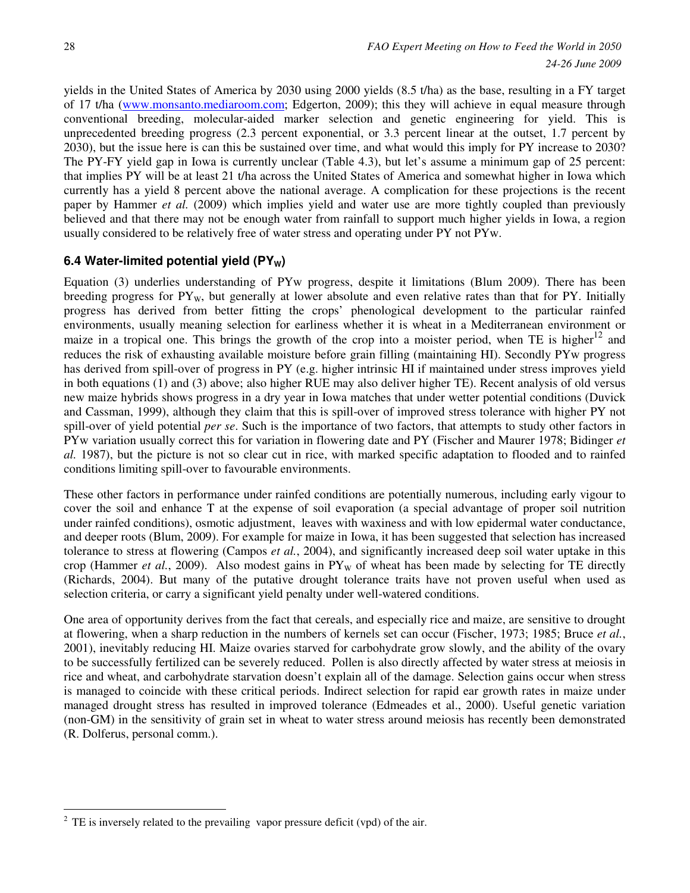yields in the United States of America by 2030 using 2000 yields (8.5 t/ha) as the base, resulting in a FY target of 17 t/ha (www.monsanto.mediaroom.com; Edgerton, 2009); this they will achieve in equal measure through conventional breeding, molecular-aided marker selection and genetic engineering for yield. This is unprecedented breeding progress (2.3 percent exponential, or 3.3 percent linear at the outset, 1.7 percent by 2030), but the issue here is can this be sustained over time, and what would this imply for PY increase to 2030? The PY-FY yield gap in Iowa is currently unclear (Table 4.3), but let's assume a minimum gap of 25 percent: that implies PY will be at least 21 t/ha across the United States of America and somewhat higher in Iowa which currently has a yield 8 percent above the national average. A complication for these projections is the recent paper by Hammer *et al.* (2009) which implies yield and water use are more tightly coupled than previously believed and that there may not be enough water from rainfall to support much higher yields in Iowa, a region usually considered to be relatively free of water stress and operating under PY not PYw.

### 6.4 Water-limited potential yield ($PY_W$)

Equation (3) underlies understanding of PYw progress, despite it limitations (Blum 2009). There has been breeding progress for $PY_W$, but generally at lower absolute and even relative rates than that for PY. Initially progress has derived from better fitting the crops' phenological development to the particular rainfed environments, usually meaning selection for earliness whether it is wheat in a Mediterranean environment or maize in a tropical one. This brings the growth of the crop into a moister period, when TE is higher[12] and reduces the risk of exhausting available moisture before grain filling (maintaining HI). Secondly PYw progress has derived from spill-over of progress in PY (e.g. higher intrinsic HI if maintained under stress improves yield in both equations (1) and (3) above; also higher RUE may also deliver higher TE). Recent analysis of old versus new maize hybrids shows progress in a dry year in Iowa matches that under wetter potential conditions (Duvick and Cassman, 1999), although they claim that this is spill-over of improved stress tolerance with higher PY not spill-over of yield potential *per se*. Such is the importance of two factors, that attempts to study other factors in PYw variation usually correct this for variation in flowering date and PY (Fischer and Maurer 1978; Bidinger *et al.* 1987), but the picture is not so clear cut in rice, with marked specific adaptation to flooded and to rainfed conditions limiting spill-over to favourable environments.

These other factors in performance under rainfed conditions are potentially numerous, including early vigour to cover the soil and enhance T at the expense of soil evaporation (a special advantage of proper soil nutrition under rainfed conditions), osmotic adjustment, leaves with waxiness and with low epidermal water conductance, and deeper roots (Blum, 2009). For example for maize in Iowa, it has been suggested that selection has increased tolerance to stress at flowering (Campos *et al.*, 2004), and significantly increased deep soil water uptake in this crop (Hammer *et al.*, 2009). Also modest gains in $PY_W$ of wheat has been made by selecting for TE directly (Richards, 2004). But many of the putative drought tolerance traits have not proven useful when used as selection criteria, or carry a significant yield penalty under well-watered conditions.

One area of opportunity derives from the fact that cereals, and especially rice and maize, are sensitive to drought at flowering, when a sharp reduction in the numbers of kernels set can occur (Fischer, 1973; 1985; Bruce *et al.*, 2001), inevitably reducing HI. Maize ovaries starved for carbohydrate grow slowly, and the ability of the ovary to be successfully fertilized can be severely reduced. Pollen is also directly affected by water stress at meiosis in rice and wheat, and carbohydrate starvation doesn't explain all of the damage. Selection gains occur when stress is managed to coincide with these critical periods. Indirect selection for rapid ear growth rates in maize under managed drought stress has resulted in improved tolerance (Edmeades et al., 2000). Useful genetic variation (non-GM) in the sensitivity of grain set in wheat to water stress around meiosis has recently been demonstrated (R. Dolferus, personal comm.).

---

[2] TE is inversely related to the prevailing vapor pressure deficit (vpd) of the air.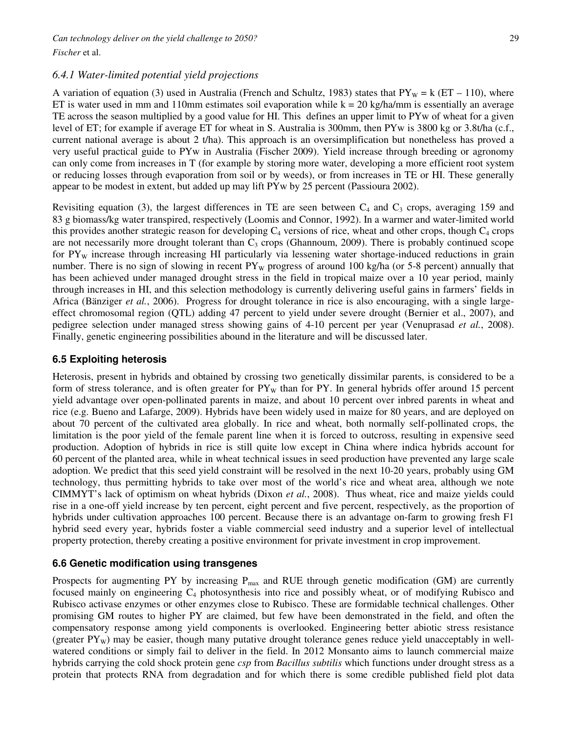### *6.4.1 Water-limited potential yield projections*

A variation of equation (3) used in Australia (French and Schultz, 1983) states that $PY_W = k (ET – 110)$, where ET is water used in mm and 110mm estimates soil evaporation while k = 20 kg/ha/mm is essentially an average TE across the season multiplied by a good value for HI. This defines an upper limit to PYw of wheat for a given level of ET; for example if average ET for wheat in S. Australia is 300mm, then PYw is 3800 kg or 3.8t/ha (c.f., current national average is about 2 t/ha). This approach is an oversimplification but nonetheless has proved a very useful practical guide to PYw in Australia (Fischer 2009). Yield increase through breeding or agronomy can only come from increases in T (for example by storing more water, developing a more efficient root system or reducing losses through evaporation from soil or by weeds), or from increases in TE or HI. These generally appear to be modest in extent, but added up may lift PYw by 25 percent (Passioura 2002).

Revisiting equation (3), the largest differences in TE are seen between $C_4$ and $C_3$ crops, averaging 159 and 83 g biomass/kg water transpired, respectively (Loomis and Connor, 1992). In a warmer and water-limited world this provides another strategic reason for developing $C_4$ versions of rice, wheat and other crops, though $C_4$ crops are not necessarily more drought tolerant than $C_3$ crops (Ghannoum, 2009). There is probably continued scope for $PY_W$ increase through increasing HI particularly via lessening water shortage-induced reductions in grain number. There is no sign of slowing in recent $PY_W$ progress of around 100 kg/ha (or 5-8 percent) annually that has been achieved under managed drought stress in the field in tropical maize over a 10 year period, mainly through increases in HI, and this selection methodology is currently delivering useful gains in farmers' fields in Africa (Bänziger *et al.*, 2006). Progress for drought tolerance in rice is also encouraging, with a single large-effect chromosomal region (QTL) adding 47 percent to yield under severe drought (Bernier et al., 2007), and pedigree selection under managed stress showing gains of 4-10 percent per year (Venuprasad *et al.*, 2008). Finally, genetic engineering possibilities abound in the literature and will be discussed later.

## 6.5 Exploiting heterosis

Heterosis, present in hybrids and obtained by crossing two genetically dissimilar parents, is considered to be a form of stress tolerance, and is often greater for $PY_W$ than for PY. In general hybrids offer around 15 percent yield advantage over open-pollinated parents in maize, and about 10 percent over inbred parents in wheat and rice (e.g. Bueno and Lafarge, 2009). Hybrids have been widely used in maize for 80 years, and are deployed on about 70 percent of the cultivated area globally. In rice and wheat, both normally self-pollinated crops, the limitation is the poor yield of the female parent line when it is forced to outcross, resulting in expensive seed production. Adoption of hybrids in rice is still quite low except in China where indica hybrids account for 60 percent of the planted area, while in wheat technical issues in seed production have prevented any large scale adoption. We predict that this seed yield constraint will be resolved in the next 10-20 years, probably using GM technology, thus permitting hybrids to take over most of the world's rice and wheat area, although we note CIMMYT's lack of optimism on wheat hybrids (Dixon *et al.*, 2008). Thus wheat, rice and maize yields could rise in a one-off yield increase by ten percent, eight percent and five percent, respectively, as the proportion of hybrids under cultivation approaches 100 percent. Because there is an advantage on-farm to growing fresh F1 hybrid seed every year, hybrids foster a viable commercial seed industry and a superior level of intellectual property protection, thereby creating a positive environment for private investment in crop improvement.

## 6.6 Genetic modification using transgenes

Prospects for augmenting PY by increasing $P_{max}$ and RUE through genetic modification (GM) are currently focused mainly on engineering $C_4$ photosynthesis into rice and possibly wheat, or of modifying Rubisco and Rubisco activase enzymes or other enzymes close to Rubisco. These are formidable technical challenges. Other promising GM routes to higher PY are claimed, but few have been demonstrated in the field, and often the compensatory response among yield components is overlooked. Engineering better abiotic stress resistance (greater $PY_W$) may be easier, though many putative drought tolerance genes reduce yield unacceptably in well-watered conditions or simply fail to deliver in the field. In 2012 Monsanto aims to launch commercial maize hybrids carrying the cold shock protein gene *csp* from *Bacillus subtilis* which functions under drought stress as a protein that protects RNA from degradation and for which there is some credible published field plot data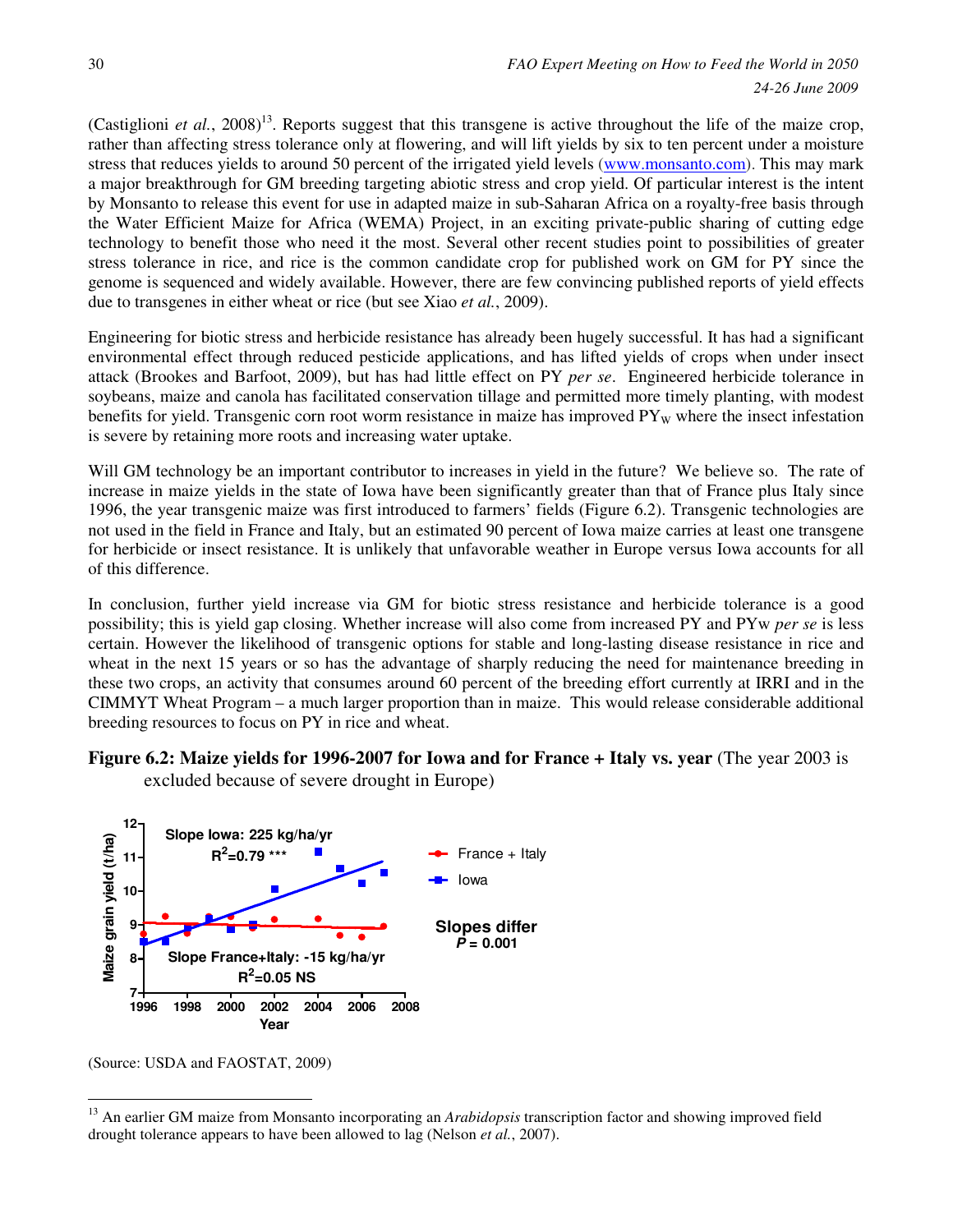(Castiglioni *et al.*, 2008)[13]. Reports suggest that this transgene is active throughout the life of the maize crop, rather than affecting stress tolerance only at flowering, and will lift yields by six to ten percent under a moisture stress that reduces yields to around 50 percent of the irrigated yield levels (www.monsanto.com). This may mark a major breakthrough for GM breeding targeting abiotic stress and crop yield. Of particular interest is the intent by Monsanto to release this event for use in adapted maize in sub-Saharan Africa on a royalty-free basis through the Water Efficient Maize for Africa (WEMA) Project, in an exciting private-public sharing of cutting edge technology to benefit those who need it the most. Several other recent studies point to possibilities of greater stress tolerance in rice, and rice is the common candidate crop for published work on GM for PY since the genome is sequenced and widely available. However, there are few convincing published reports of yield effects due to transgenes in either wheat or rice (but see Xiao *et al.*, 2009).

Engineering for biotic stress and herbicide resistance has already been hugely successful. It has had a significant environmental effect through reduced pesticide applications, and has lifted yields of crops when under insect attack (Brookes and Barfoot, 2009), but has had little effect on PY *per se*. Engineered herbicide tolerance in soybeans, maize and canola has facilitated conservation tillage and permitted more timely planting, with modest benefits for yield. Transgenic corn root worm resistance in maize has improved $PY_W$ where the insect infestation is severe by retaining more roots and increasing water uptake.

Will GM technology be an important contributor to increases in yield in the future? We believe so. The rate of increase in maize yields in the state of Iowa have been significantly greater than that of France plus Italy since 1996, the year transgenic maize was first introduced to farmers' fields (Figure 6.2). Transgenic technologies are not used in the field in France and Italy, but an estimated 90 percent of Iowa maize carries at least one transgene for herbicide or insect resistance. It is unlikely that unfavorable weather in Europe versus Iowa accounts for all of this difference.

In conclusion, further yield increase via GM for biotic stress resistance and herbicide tolerance is a good possibility; this is yield gap closing. Whether increase will also come from increased PY and PYw *per se* is less certain. However the likelihood of transgenic options for stable and long-lasting disease resistance in rice and wheat in the next 15 years or so has the advantage of sharply reducing the need for maintenance breeding in these two crops, an activity that consumes around 60 percent of the breeding effort currently at IRRI and in the CIMMYT Wheat Program – a much larger proportion than in maize. This would release considerable additional breeding resources to focus on PY in rice and wheat.

**Figure 6.2: Maize yields for 1996-2007 for Iowa and for France + Italy vs. year** (The year 2003 is excluded because of severe drought in Europe)

Slope Iowa: 225 kg/ha/yr
$R^2$=0.79 ***
Slope France+Italy: -15 kg/ha/yr
$R^2$=0.05 NS
France + Italy
Iowa
Slopes differ
$P$ = 0.001
Maize grain yield (t/ha)
Year

(Source: USDA and FAOSTAT, 2009)

---

[13] An earlier GM maize from Monsanto incorporating an *Arabidopsis* transcription factor and showing improved field drought tolerance appears to have been allowed to lag (Nelson *et al.*, 2007).